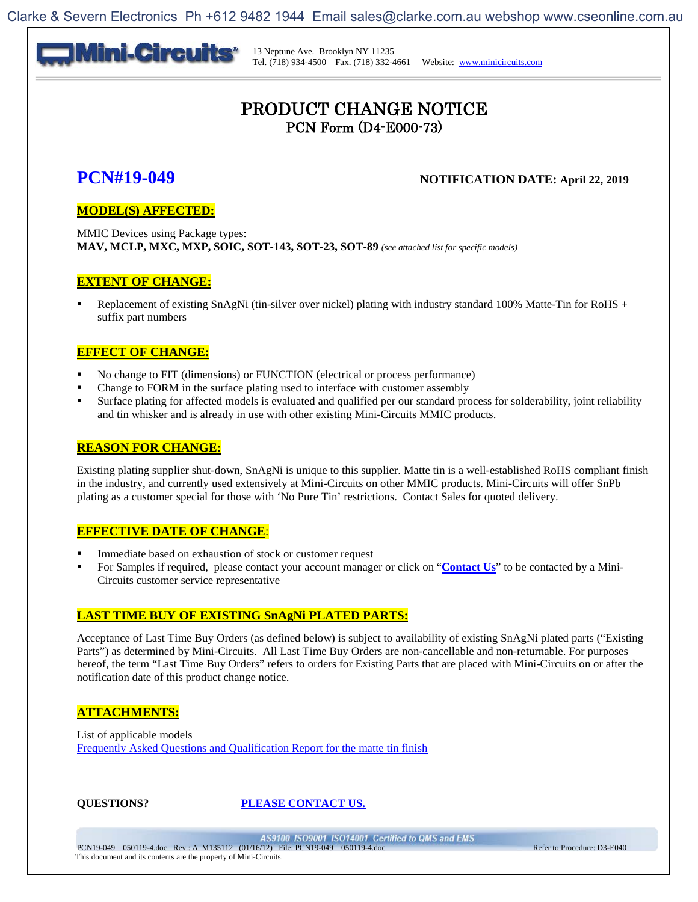Mini-Circuits®

13 Neptune Ave. Brooklyn NY 11235
Tel. (718) 934-4500 Fax. (718) 332-4661 Website: www.minicircuits.com

# PRODUCT CHANGE NOTICE

## PCN Form (D4-E000-73)

## PCN#19-049

**NOTIFICATION DATE: April 22, 2019**

### MODEL(S) AFFECTED:

MMIC Devices using Package types:
**MAV, MCLP, MXC, MXP, SOIC, SOT-143, SOT-23, SOT-89** *(see attached list for specific models)*

### EXTENT OF CHANGE:

- Replacement of existing SnAgNi (tin-silver over nickel) plating with industry standard 100% Matte-Tin for RoHS + suffix part numbers

### EFFECT OF CHANGE:

- No change to FIT (dimensions) or FUNCTION (electrical or process performance)
- Change to FORM in the surface plating used to interface with customer assembly
- Surface plating for affected models is evaluated and qualified per our standard process for solderability, joint reliability and tin whisker and is already in use with other existing Mini-Circuits MMIC products.

### REASON FOR CHANGE:

Existing plating supplier shut-down, SnAgNi is unique to this supplier. Matte tin is a well-established RoHS compliant finish in the industry, and currently used extensively at Mini-Circuits on other MMIC products. Mini-Circuits will offer SnPb plating as a customer special for those with 'No Pure Tin' restrictions. Contact Sales for quoted delivery.

### EFFECTIVE DATE OF CHANGE:

- Immediate based on exhaustion of stock or customer request
- For Samples if required, please contact your account manager or click on "**Contact Us**" to be contacted by a Mini-Circuits customer service representative

### LAST TIME BUY OF EXISTING SnAgNi PLATED PARTS:

Acceptance of Last Time Buy Orders (as defined below) is subject to availability of existing SnAgNi plated parts ("Existing Parts") as determined by Mini-Circuits. All Last Time Buy Orders are non-cancellable and non-returnable. For purposes hereof, the term "Last Time Buy Orders" refers to orders for Existing Parts that are placed with Mini-Circuits on or after the notification date of this product change notice.

### ATTACHMENTS:

List of applicable models
Frequently Asked Questions and Qualification Report for the matte tin finish

**QUESTIONS?** **PLEASE CONTACT US.**

AS9100 ISO9001 ISO14001 Certified to QMS and EMS
PCN19-049__050119-4.doc Rev.: A M135112 (01/16/12) File: PCN19-049__050119-4.doc Refer to Procedure: D3-E040
This document and its contents are the property of Mini-Circuits.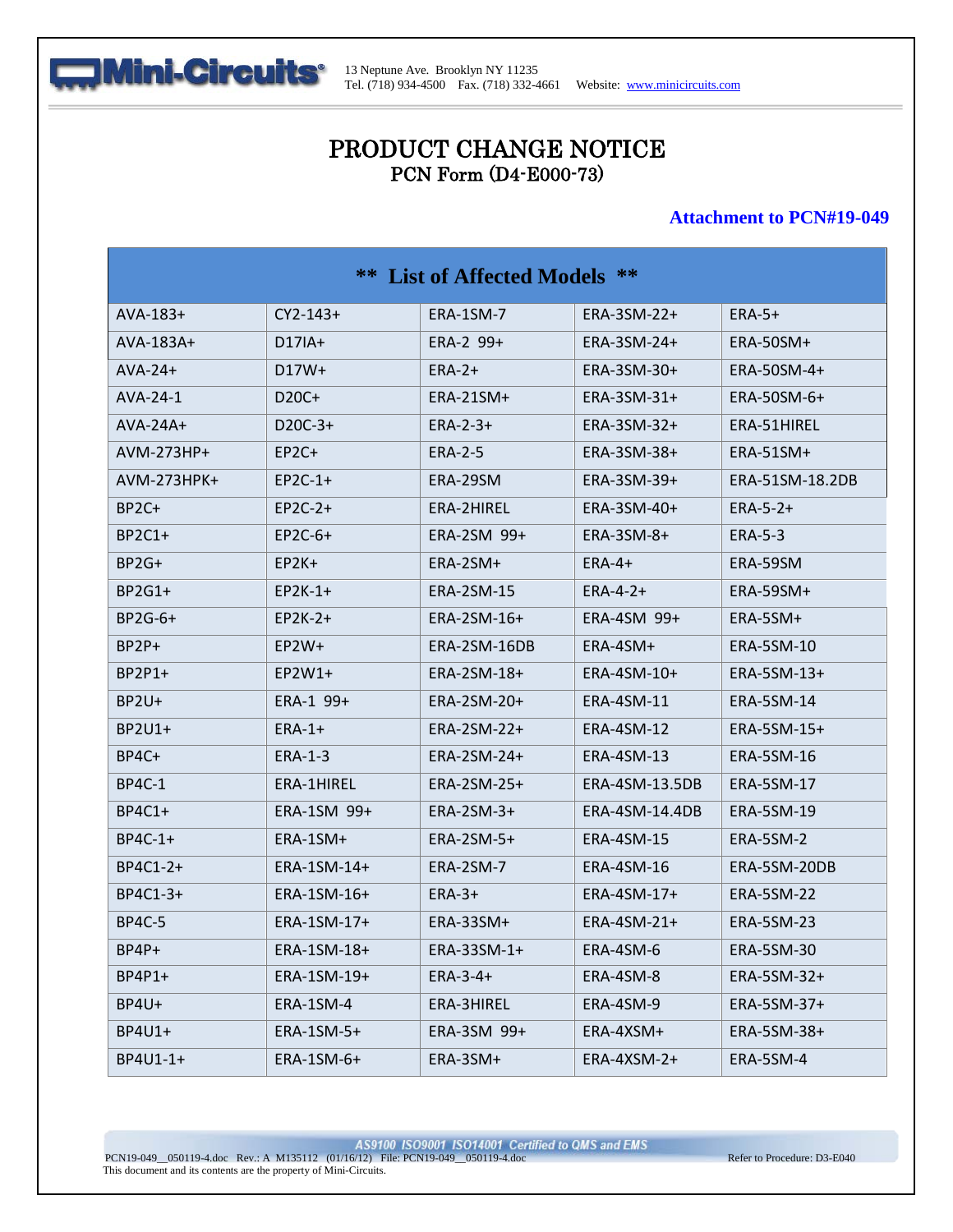# PRODUCT CHANGE NOTICE

PCN Form (D4-E000-73)

**Attachment to PCN#19-049**

| ** List of Affected Models ** | | | | |
|---|---|---|---|---|
| AVA-183+ | CY2-143+ | ERA-1SM-7 | ERA-3SM-22+ | ERA-5+ |
| AVA-183A+ | D17IA+ | ERA-2 99+ | ERA-3SM-24+ | ERA-50SM+ |
| AVA-24+ | D17W+ | ERA-2+ | ERA-3SM-30+ | ERA-50SM-4+ |
| AVA-24-1 | D20C+ | ERA-21SM+ | ERA-3SM-31+ | ERA-50SM-6+ |
| AVA-24A+ | D20C-3+ | ERA-2-3+ | ERA-3SM-32+ | ERA-51HIREL |
| AVM-273HP+ | EP2C+ | ERA-2-5 | ERA-3SM-38+ | ERA-51SM+ |
| AVM-273HPK+ | EP2C-1+ | ERA-29SM | ERA-3SM-39+ | ERA-51SM-18.2DB |
| BP2C+ | EP2C-2+ | ERA-2HIREL | ERA-3SM-40+ | ERA-5-2+ |
| BP2C1+ | EP2C-6+ | ERA-2SM 99+ | ERA-3SM-8+ | ERA-5-3 |
| BP2G+ | EP2K+ | ERA-2SM+ | ERA-4+ | ERA-59SM |
| BP2G1+ | EP2K-1+ | ERA-2SM-15 | ERA-4-2+ | ERA-59SM+ |
| BP2G-6+ | EP2K-2+ | ERA-2SM-16+ | ERA-4SM 99+ | ERA-5SM+ |
| BP2P+ | EP2W+ | ERA-2SM-16DB | ERA-4SM+ | ERA-5SM-10 |
| BP2P1+ | EP2W1+ | ERA-2SM-18+ | ERA-4SM-10+ | ERA-5SM-13+ |
| BP2U+ | ERA-1 99+ | ERA-2SM-20+ | ERA-4SM-11 | ERA-5SM-14 |
| BP2U1+ | ERA-1+ | ERA-2SM-22+ | ERA-4SM-12 | ERA-5SM-15+ |
| BP4C+ | ERA-1-3 | ERA-2SM-24+ | ERA-4SM-13 | ERA-5SM-16 |
| BP4C-1 | ERA-1HIREL | ERA-2SM-25+ | ERA-4SM-13.5DB | ERA-5SM-17 |
| BP4C1+ | ERA-1SM 99+ | ERA-2SM-3+ | ERA-4SM-14.4DB | ERA-5SM-19 |
| BP4C-1+ | ERA-1SM+ | ERA-2SM-5+ | ERA-4SM-15 | ERA-5SM-2 |
| BP4C1-2+ | ERA-1SM-14+ | ERA-2SM-7 | ERA-4SM-16 | ERA-5SM-20DB |
| BP4C1-3+ | ERA-1SM-16+ | ERA-3+ | ERA-4SM-17+ | ERA-5SM-22 |
| BP4C-5 | ERA-1SM-17+ | ERA-33SM+ | ERA-4SM-21+ | ERA-5SM-23 |
| BP4P+ | ERA-1SM-18+ | ERA-33SM-1+ | ERA-4SM-6 | ERA-5SM-30 |
| BP4P1+ | ERA-1SM-19+ | ERA-3-4+ | ERA-4SM-8 | ERA-5SM-32+ |
| BP4U+ | ERA-1SM-4 | ERA-3HIREL | ERA-4SM-9 | ERA-5SM-37+ |
| BP4U1+ | ERA-1SM-5+ | ERA-3SM 99+ | ERA-4XSM+ | ERA-5SM-38+ |
| BP4U1-1+ | ERA-1SM-6+ | ERA-3SM+ | ERA-4XSM-2+ | ERA-5SM-4 |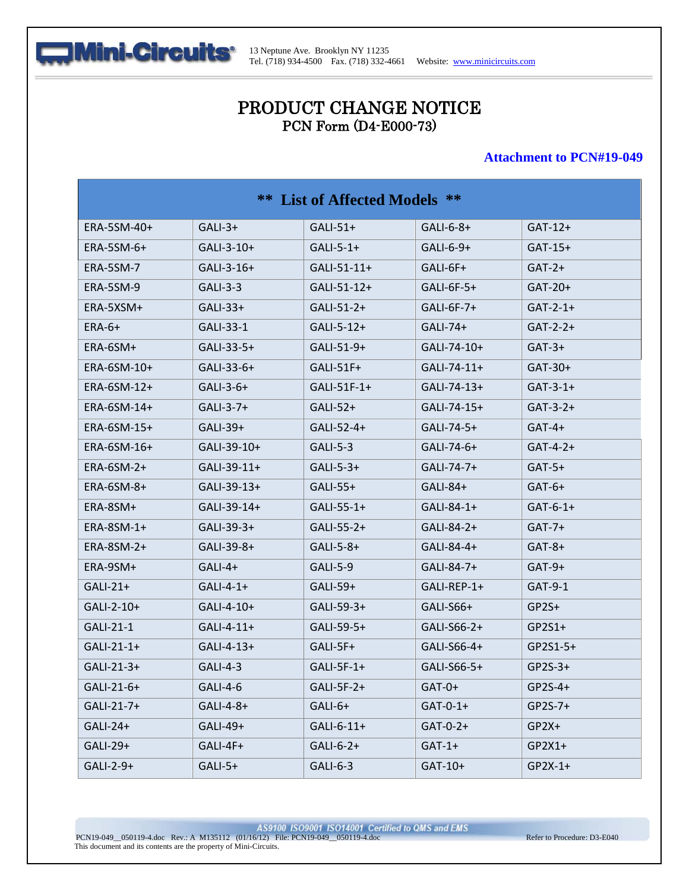# PRODUCT CHANGE NOTICE

## PCN Form (D4-E000-73)

**Attachment to PCN#19-049**

| ** List of Affected Models ** | | | | |
|---|---|---|---|---|
| ERA-5SM-40+ | GALI-3+ | GALI-51+ | GALI-6-8+ | GAT-12+ |
| ERA-5SM-6+ | GALI-3-10+ | GALI-5-1+ | GALI-6-9+ | GAT-15+ |
| ERA-5SM-7 | GALI-3-16+ | GALI-51-11+ | GALI-6F+ | GAT-2+ |
| ERA-5SM-9 | GALI-3-3 | GALI-51-12+ | GALI-6F-5+ | GAT-20+ |
| ERA-5XSM+ | GALI-33+ | GALI-51-2+ | GALI-6F-7+ | GAT-2-1+ |
| ERA-6+ | GALI-33-1 | GALI-5-12+ | GALI-74+ | GAT-2-2+ |
| ERA-6SM+ | GALI-33-5+ | GALI-51-9+ | GALI-74-10+ | GAT-3+ |
| ERA-6SM-10+ | GALI-33-6+ | GALI-51F+ | GALI-74-11+ | GAT-30+ |
| ERA-6SM-12+ | GALI-3-6+ | GALI-51F-1+ | GALI-74-13+ | GAT-3-1+ |
| ERA-6SM-14+ | GALI-3-7+ | GALI-52+ | GALI-74-15+ | GAT-3-2+ |
| ERA-6SM-15+ | GALI-39+ | GALI-52-4+ | GALI-74-5+ | GAT-4+ |
| ERA-6SM-16+ | GALI-39-10+ | GALI-5-3 | GALI-74-6+ | GAT-4-2+ |
| ERA-6SM-2+ | GALI-39-11+ | GALI-5-3+ | GALI-74-7+ | GAT-5+ |
| ERA-6SM-8+ | GALI-39-13+ | GALI-55+ | GALI-84+ | GAT-6+ |
| ERA-8SM+ | GALI-39-14+ | GALI-55-1+ | GALI-84-1+ | GAT-6-1+ |
| ERA-8SM-1+ | GALI-39-3+ | GALI-55-2+ | GALI-84-2+ | GAT-7+ |
| ERA-8SM-2+ | GALI-39-8+ | GALI-5-8+ | GALI-84-4+ | GAT-8+ |
| ERA-9SM+ | GALI-4+ | GALI-5-9 | GALI-84-7+ | GAT-9+ |
| GALI-21+ | GALI-4-1+ | GALI-59+ | GALI-REP-1+ | GAT-9-1 |
| GALI-2-10+ | GALI-4-10+ | GALI-59-3+ | GALI-S66+ | GP2S+ |
| GALI-21-1 | GALI-4-11+ | GALI-59-5+ | GALI-S66-2+ | GP2S1+ |
| GALI-21-1+ | GALI-4-13+ | GALI-5F+ | GALI-S66-4+ | GP2S1-5+ |
| GALI-21-3+ | GALI-4-3 | GALI-5F-1+ | GALI-S66-5+ | GP2S-3+ |
| GALI-21-6+ | GALI-4-6 | GALI-5F-2+ | GAT-0+ | GP2S-4+ |
| GALI-21-7+ | GALI-4-8+ | GALI-6+ | GAT-0-1+ | GP2S-7+ |
| GALI-24+ | GALI-49+ | GALI-6-11+ | GAT-0-2+ | GP2X+ |
| GALI-29+ | GALI-4F+ | GALI-6-2+ | GAT-1+ | GP2X1+ |
| GALI-2-9+ | GALI-5+ | GALI-6-3 | GAT-10+ | GP2X-1+ |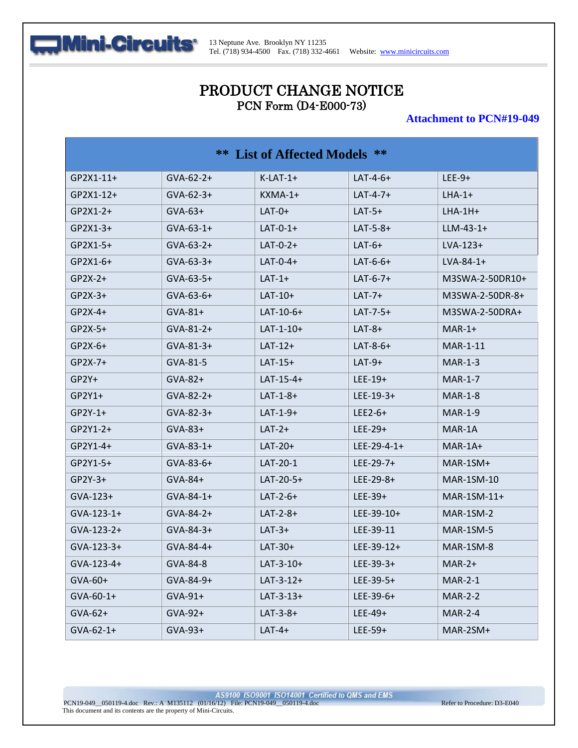# PRODUCT CHANGE NOTICE

PCN Form (D4-E000-73)

**Attachment to PCN#19-049**

| ** List of Affected Models ** | | | | |
|---|---|---|---|---|
| GP2X1-11+ | GVA-62-2+ | K-LAT-1+ | LAT-4-6+ | LEE-9+ |
| GP2X1-12+ | GVA-62-3+ | KXMA-1+ | LAT-4-7+ | LHA-1+ |
| GP2X1-2+ | GVA-63+ | LAT-0+ | LAT-5+ | LHA-1H+ |
| GP2X1-3+ | GVA-63-1+ | LAT-0-1+ | LAT-5-8+ | LLM-43-1+ |
| GP2X1-5+ | GVA-63-2+ | LAT-0-2+ | LAT-6+ | LVA-123+ |
| GP2X1-6+ | GVA-63-3+ | LAT-0-4+ | LAT-6-6+ | LVA-84-1+ |
| GP2X-2+ | GVA-63-5+ | LAT-1+ | LAT-6-7+ | M3SWA-2-50DR10+ |
| GP2X-3+ | GVA-63-6+ | LAT-10+ | LAT-7+ | M3SWA-2-50DR-8+ |
| GP2X-4+ | GVA-81+ | LAT-10-6+ | LAT-7-5+ | M3SWA-2-50DRA+ |
| GP2X-5+ | GVA-81-2+ | LAT-1-10+ | LAT-8+ | MAR-1+ |
| GP2X-6+ | GVA-81-3+ | LAT-12+ | LAT-8-6+ | MAR-1-11 |
| GP2X-7+ | GVA-81-5 | LAT-15+ | LAT-9+ | MAR-1-3 |
| GP2Y+ | GVA-82+ | LAT-15-4+ | LEE-19+ | MAR-1-7 |
| GP2Y1+ | GVA-82-2+ | LAT-1-8+ | LEE-19-3+ | MAR-1-8 |
| GP2Y-1+ | GVA-82-3+ | LAT-1-9+ | LEE2-6+ | MAR-1-9 |
| GP2Y1-2+ | GVA-83+ | LAT-2+ | LEE-29+ | MAR-1A |
| GP2Y1-4+ | GVA-83-1+ | LAT-20+ | LEE-29-4-1+ | MAR-1A+ |
| GP2Y1-5+ | GVA-83-6+ | LAT-20-1 | LEE-29-7+ | MAR-1SM+ |
| GP2Y-3+ | GVA-84+ | LAT-20-5+ | LEE-29-8+ | MAR-1SM-10 |
| GVA-123+ | GVA-84-1+ | LAT-2-6+ | LEE-39+ | MAR-1SM-11+ |
| GVA-123-1+ | GVA-84-2+ | LAT-2-8+ | LEE-39-10+ | MAR-1SM-2 |
| GVA-123-2+ | GVA-84-3+ | LAT-3+ | LEE-39-11 | MAR-1SM-5 |
| GVA-123-3+ | GVA-84-4+ | LAT-30+ | LEE-39-12+ | MAR-1SM-8 |
| GVA-123-4+ | GVA-84-8 | LAT-3-10+ | LEE-39-3+ | MAR-2+ |
| GVA-60+ | GVA-84-9+ | LAT-3-12+ | LEE-39-5+ | MAR-2-1 |
| GVA-60-1+ | GVA-91+ | LAT-3-13+ | LEE-39-6+ | MAR-2-2 |
| GVA-62+ | GVA-92+ | LAT-3-8+ | LEE-49+ | MAR-2-4 |
| GVA-62-1+ | GVA-93+ | LAT-4+ | LEE-59+ | MAR-2SM+ |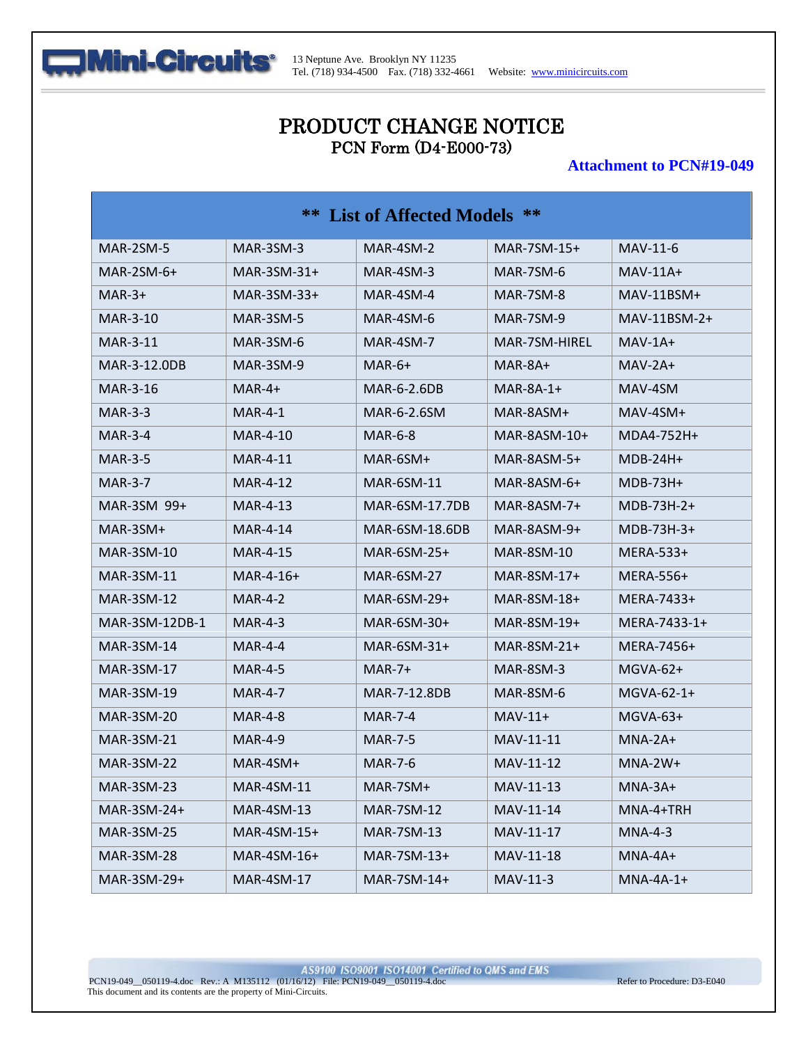# PRODUCT CHANGE NOTICE

## PCN Form (D4-E000-73)

**Attachment to PCN#19-049**

| ** List of Affected Models ** | | | | |
|---|---|---|---|---|
| MAR-2SM-5 | MAR-3SM-3 | MAR-4SM-2 | MAR-7SM-15+ | MAV-11-6 |
| MAR-2SM-6+ | MAR-3SM-31+ | MAR-4SM-3 | MAR-7SM-6 | MAV-11A+ |
| MAR-3+ | MAR-3SM-33+ | MAR-4SM-4 | MAR-7SM-8 | MAV-11BSM+ |
| MAR-3-10 | MAR-3SM-5 | MAR-4SM-6 | MAR-7SM-9 | MAV-11BSM-2+ |
| MAR-3-11 | MAR-3SM-6 | MAR-4SM-7 | MAR-7SM-HIREL | MAV-1A+ |
| MAR-3-12.0DB | MAR-3SM-9 | MAR-6+ | MAR-8A+ | MAV-2A+ |
| MAR-3-16 | MAR-4+ | MAR-6-2.6DB | MAR-8A-1+ | MAV-4SM |
| MAR-3-3 | MAR-4-1 | MAR-6-2.6SM | MAR-8ASM+ | MAV-4SM+ |
| MAR-3-4 | MAR-4-10 | MAR-6-8 | MAR-8ASM-10+ | MDA4-752H+ |
| MAR-3-5 | MAR-4-11 | MAR-6SM+ | MAR-8ASM-5+ | MDB-24H+ |
| MAR-3-7 | MAR-4-12 | MAR-6SM-11 | MAR-8ASM-6+ | MDB-73H+ |
| MAR-3SM 99+ | MAR-4-13 | MAR-6SM-17.7DB | MAR-8ASM-7+ | MDB-73H-2+ |
| MAR-3SM+ | MAR-4-14 | MAR-6SM-18.6DB | MAR-8ASM-9+ | MDB-73H-3+ |
| MAR-3SM-10 | MAR-4-15 | MAR-6SM-25+ | MAR-8SM-10 | MERA-533+ |
| MAR-3SM-11 | MAR-4-16+ | MAR-6SM-27 | MAR-8SM-17+ | MERA-556+ |
| MAR-3SM-12 | MAR-4-2 | MAR-6SM-29+ | MAR-8SM-18+ | MERA-7433+ |
| MAR-3SM-12DB-1 | MAR-4-3 | MAR-6SM-30+ | MAR-8SM-19+ | MERA-7433-1+ |
| MAR-3SM-14 | MAR-4-4 | MAR-6SM-31+ | MAR-8SM-21+ | MERA-7456+ |
| MAR-3SM-17 | MAR-4-5 | MAR-7+ | MAR-8SM-3 | MGVA-62+ |
| MAR-3SM-19 | MAR-4-7 | MAR-7-12.8DB | MAR-8SM-6 | MGVA-62-1+ |
| MAR-3SM-20 | MAR-4-8 | MAR-7-4 | MAV-11+ | MGVA-63+ |
| MAR-3SM-21 | MAR-4-9 | MAR-7-5 | MAV-11-11 | MNA-2A+ |
| MAR-3SM-22 | MAR-4SM+ | MAR-7-6 | MAV-11-12 | MNA-2W+ |
| MAR-3SM-23 | MAR-4SM-11 | MAR-7SM+ | MAV-11-13 | MNA-3A+ |
| MAR-3SM-24+ | MAR-4SM-13 | MAR-7SM-12 | MAV-11-14 | MNA-4+TRH |
| MAR-3SM-25 | MAR-4SM-15+ | MAR-7SM-13 | MAV-11-17 | MNA-4-3 |
| MAR-3SM-28 | MAR-4SM-16+ | MAR-7SM-13+ | MAV-11-18 | MNA-4A+ |
| MAR-3SM-29+ | MAR-4SM-17 | MAR-7SM-14+ | MAV-11-3 | MNA-4A-1+ |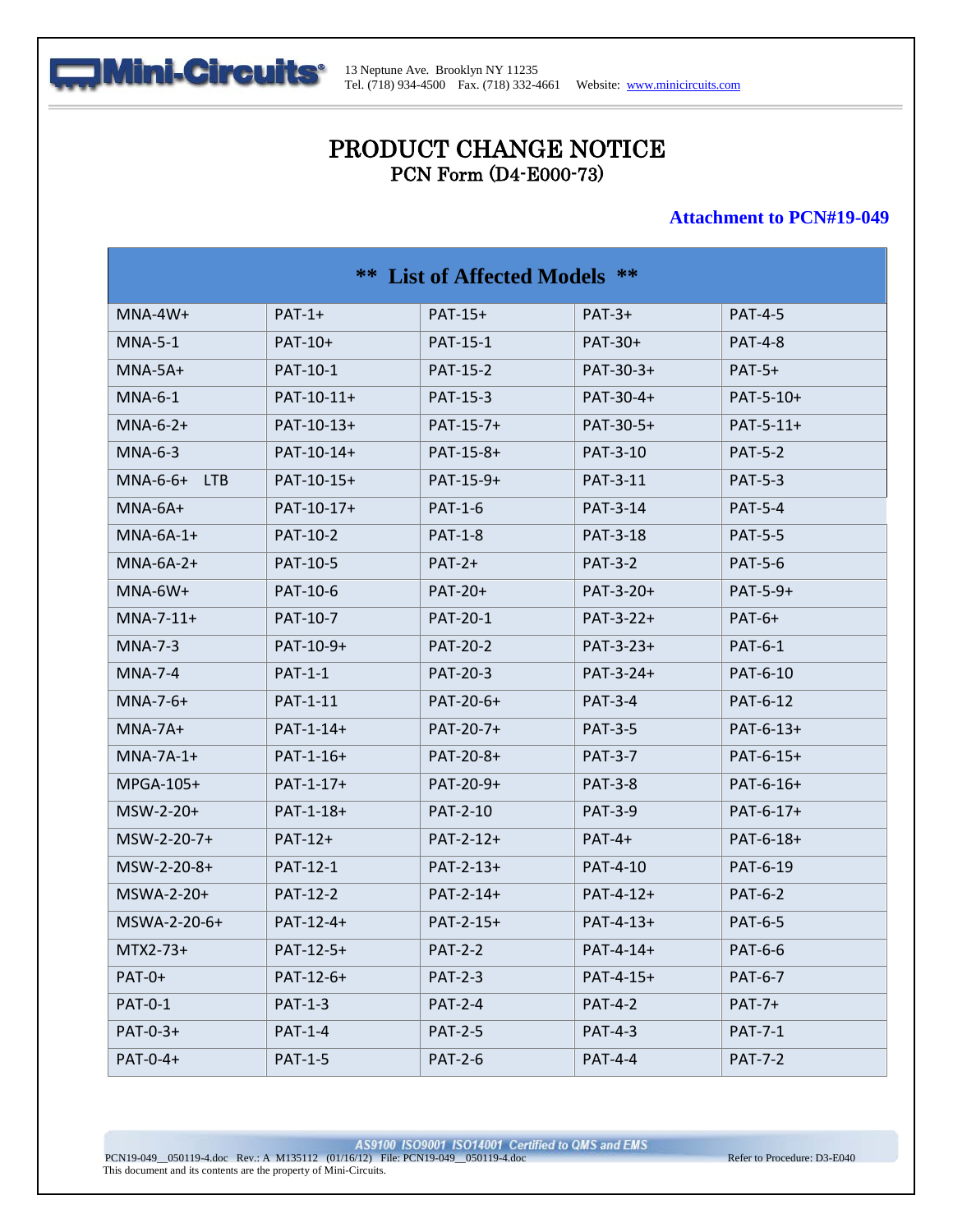# PRODUCT CHANGE NOTICE

PCN Form (D4-E000-73)

**Attachment to PCN#19-049**

| ** List of Affected Models ** | | | | |
|---|---|---|---|---|
| MNA-4W+ | PAT-1+ | PAT-15+ | PAT-3+ | PAT-4-5 |
| MNA-5-1 | PAT-10+ | PAT-15-1 | PAT-30+ | PAT-4-8 |
| MNA-5A+ | PAT-10-1 | PAT-15-2 | PAT-30-3+ | PAT-5+ |
| MNA-6-1 | PAT-10-11+ | PAT-15-3 | PAT-30-4+ | PAT-5-10+ |
| MNA-6-2+ | PAT-10-13+ | PAT-15-7+ | PAT-30-5+ | PAT-5-11+ |
| MNA-6-3 | PAT-10-14+ | PAT-15-8+ | PAT-3-10 | PAT-5-2 |
| MNA-6-6+ LTB | PAT-10-15+ | PAT-15-9+ | PAT-3-11 | PAT-5-3 |
| MNA-6A+ | PAT-10-17+ | PAT-1-6 | PAT-3-14 | PAT-5-4 |
| MNA-6A-1+ | PAT-10-2 | PAT-1-8 | PAT-3-18 | PAT-5-5 |
| MNA-6A-2+ | PAT-10-5 | PAT-2+ | PAT-3-2 | PAT-5-6 |
| MNA-6W+ | PAT-10-6 | PAT-20+ | PAT-3-20+ | PAT-5-9+ |
| MNA-7-11+ | PAT-10-7 | PAT-20-1 | PAT-3-22+ | PAT-6+ |
| MNA-7-3 | PAT-10-9+ | PAT-20-2 | PAT-3-23+ | PAT-6-1 |
| MNA-7-4 | PAT-1-1 | PAT-20-3 | PAT-3-24+ | PAT-6-10 |
| MNA-7-6+ | PAT-1-11 | PAT-20-6+ | PAT-3-4 | PAT-6-12 |
| MNA-7A+ | PAT-1-14+ | PAT-20-7+ | PAT-3-5 | PAT-6-13+ |
| MNA-7A-1+ | PAT-1-16+ | PAT-20-8+ | PAT-3-7 | PAT-6-15+ |
| MPGA-105+ | PAT-1-17+ | PAT-20-9+ | PAT-3-8 | PAT-6-16+ |
| MSW-2-20+ | PAT-1-18+ | PAT-2-10 | PAT-3-9 | PAT-6-17+ |
| MSW-2-20-7+ | PAT-12+ | PAT-2-12+ | PAT-4+ | PAT-6-18+ |
| MSW-2-20-8+ | PAT-12-1 | PAT-2-13+ | PAT-4-10 | PAT-6-19 |
| MSWA-2-20+ | PAT-12-2 | PAT-2-14+ | PAT-4-12+ | PAT-6-2 |
| MSWA-2-20-6+ | PAT-12-4+ | PAT-2-15+ | PAT-4-13+ | PAT-6-5 |
| MTX2-73+ | PAT-12-5+ | PAT-2-2 | PAT-4-14+ | PAT-6-6 |
| PAT-0+ | PAT-12-6+ | PAT-2-3 | PAT-4-15+ | PAT-6-7 |
| PAT-0-1 | PAT-1-3 | PAT-2-4 | PAT-4-2 | PAT-7+ |
| PAT-0-3+ | PAT-1-4 | PAT-2-5 | PAT-4-3 | PAT-7-1 |
| PAT-0-4+ | PAT-1-5 | PAT-2-6 | PAT-4-4 | PAT-7-2 |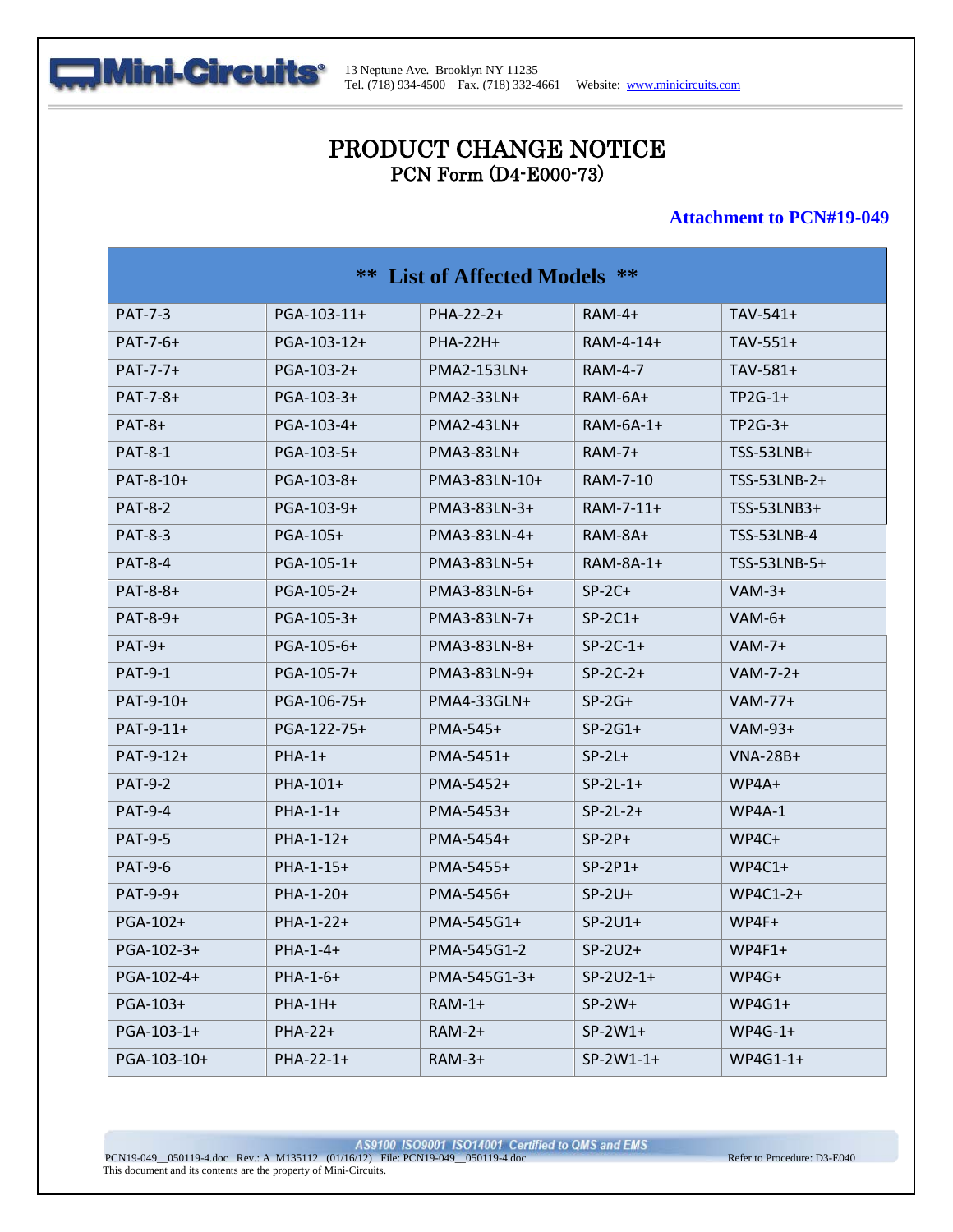13 Neptune Ave. Brooklyn NY 11235
Tel. (718) 934-4500 Fax. (718) 332-4661 Website: www.minicircuits.com

# PRODUCT CHANGE NOTICE
## PCN Form (D4-E000-73)

**Attachment to PCN#19-049**

| ** List of Affected Models ** | | | | |
|---|---|---|---|---|
| PAT-7-3 | PGA-103-11+ | PHA-22-2+ | RAM-4+ | TAV-541+ |
| PAT-7-6+ | PGA-103-12+ | PHA-22H+ | RAM-4-14+ | TAV-551+ |
| PAT-7-7+ | PGA-103-2+ | PMA2-153LN+ | RAM-4-7 | TAV-581+ |
| PAT-7-8+ | PGA-103-3+ | PMA2-33LN+ | RAM-6A+ | TP2G-1+ |
| PAT-8+ | PGA-103-4+ | PMA2-43LN+ | RAM-6A-1+ | TP2G-3+ |
| PAT-8-1 | PGA-103-5+ | PMA3-83LN+ | RAM-7+ | TSS-53LNB+ |
| PAT-8-10+ | PGA-103-8+ | PMA3-83LN-10+ | RAM-7-10 | TSS-53LNB-2+ |
| PAT-8-2 | PGA-103-9+ | PMA3-83LN-3+ | RAM-7-11+ | TSS-53LNB3+ |
| PAT-8-3 | PGA-105+ | PMA3-83LN-4+ | RAM-8A+ | TSS-53LNB-4 |
| PAT-8-4 | PGA-105-1+ | PMA3-83LN-5+ | RAM-8A-1+ | TSS-53LNB-5+ |
| PAT-8-8+ | PGA-105-2+ | PMA3-83LN-6+ | SP-2C+ | VAM-3+ |
| PAT-8-9+ | PGA-105-3+ | PMA3-83LN-7+ | SP-2C1+ | VAM-6+ |
| PAT-9+ | PGA-105-6+ | PMA3-83LN-8+ | SP-2C-1+ | VAM-7+ |
| PAT-9-1 | PGA-105-7+ | PMA3-83LN-9+ | SP-2C-2+ | VAM-7-2+ |
| PAT-9-10+ | PGA-106-75+ | PMA4-33GLN+ | SP-2G+ | VAM-77+ |
| PAT-9-11+ | PGA-122-75+ | PMA-545+ | SP-2G1+ | VAM-93+ |
| PAT-9-12+ | PHA-1+ | PMA-5451+ | SP-2L+ | VNA-28B+ |
| PAT-9-2 | PHA-101+ | PMA-5452+ | SP-2L-1+ | WP4A+ |
| PAT-9-4 | PHA-1-1+ | PMA-5453+ | SP-2L-2+ | WP4A-1 |
| PAT-9-5 | PHA-1-12+ | PMA-5454+ | SP-2P+ | WP4C+ |
| PAT-9-6 | PHA-1-15+ | PMA-5455+ | SP-2P1+ | WP4C1+ |
| PAT-9-9+ | PHA-1-20+ | PMA-5456+ | SP-2U+ | WP4C1-2+ |
| PGA-102+ | PHA-1-22+ | PMA-545G1+ | SP-2U1+ | WP4F+ |
| PGA-102-3+ | PHA-1-4+ | PMA-545G1-2 | SP-2U2+ | WP4F1+ |
| PGA-102-4+ | PHA-1-6+ | PMA-545G1-3+ | SP-2U2-1+ | WP4G+ |
| PGA-103+ | PHA-1H+ | RAM-1+ | SP-2W+ | WP4G1+ |
| PGA-103-1+ | PHA-22+ | RAM-2+ | SP-2W1+ | WP4G-1+ |
| PGA-103-10+ | PHA-22-1+ | RAM-3+ | SP-2W1-1+ | WP4G1-1+ |

AS9100 ISO9001 ISO14001 Certified to QMS and EMS

PCN19-049__050119-4.doc Rev.: A M135112 (01/16/12) File: PCN19-049__050119-4.doc Refer to Procedure: D3-E040
This document and its contents are the property of Mini-Circuits.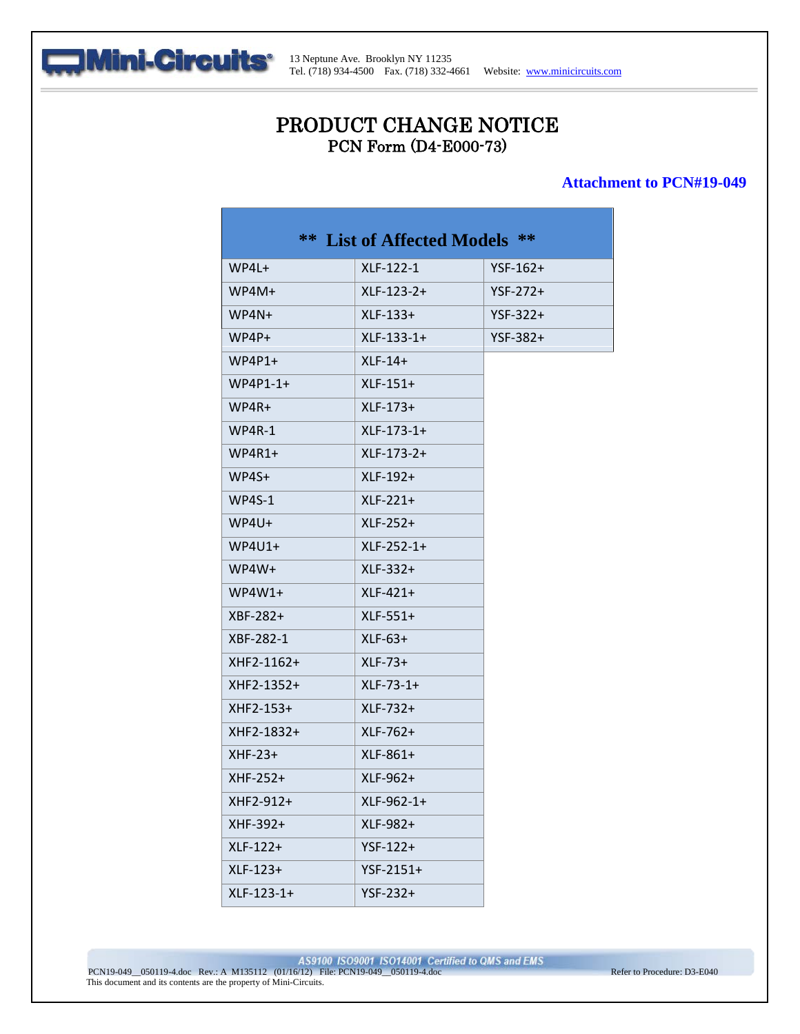Mini-Circuits®

13 Neptune Ave. Brooklyn NY 11235
Tel. (718) 934-4500 Fax. (718) 332-4661 Website: www.minicircuits.com

# PRODUCT CHANGE NOTICE
## PCN Form (D4-E000-73)

**Attachment to PCN#19-049**

| ** List of Affected Models ** | | |
|---|---|---|
| WP4L+ | XLF-122-1 | YSF-162+ |
| WP4M+ | XLF-123-2+ | YSF-272+ |
| WP4N+ | XLF-133+ | YSF-322+ |
| WP4P+ | XLF-133-1+ | YSF-382+ |
| WP4P1+ | XLF-14+ | |
| WP4P1-1+ | XLF-151+ | |
| WP4R+ | XLF-173+ | |
| WP4R-1 | XLF-173-1+ | |
| WP4R1+ | XLF-173-2+ | |
| WP4S+ | XLF-192+ | |
| WP4S-1 | XLF-221+ | |
| WP4U+ | XLF-252+ | |
| WP4U1+ | XLF-252-1+ | |
| WP4W+ | XLF-332+ | |
| WP4W1+ | XLF-421+ | |
| XBF-282+ | XLF-551+ | |
| XBF-282-1 | XLF-63+ | |
| XHF2-1162+ | XLF-73+ | |
| XHF2-1352+ | XLF-73-1+ | |
| XHF2-153+ | XLF-732+ | |
| XHF2-1832+ | XLF-762+ | |
| XHF-23+ | XLF-861+ | |
| XHF-252+ | XLF-962+ | |
| XHF2-912+ | XLF-962-1+ | |
| XHF-392+ | XLF-982+ | |
| XLF-122+ | YSF-122+ | |
| XLF-123+ | YSF-2151+ | |
| XLF-123-1+ | YSF-232+ | |

AS9100 ISO9001 ISO14001 Certified to QMS and EMS

PCN19-049__050119-4.doc Rev.: A M135112 (01/16/12) File: PCN19-049__050119-4.doc Refer to Procedure: D3-E040
This document and its contents are the property of Mini-Circuits.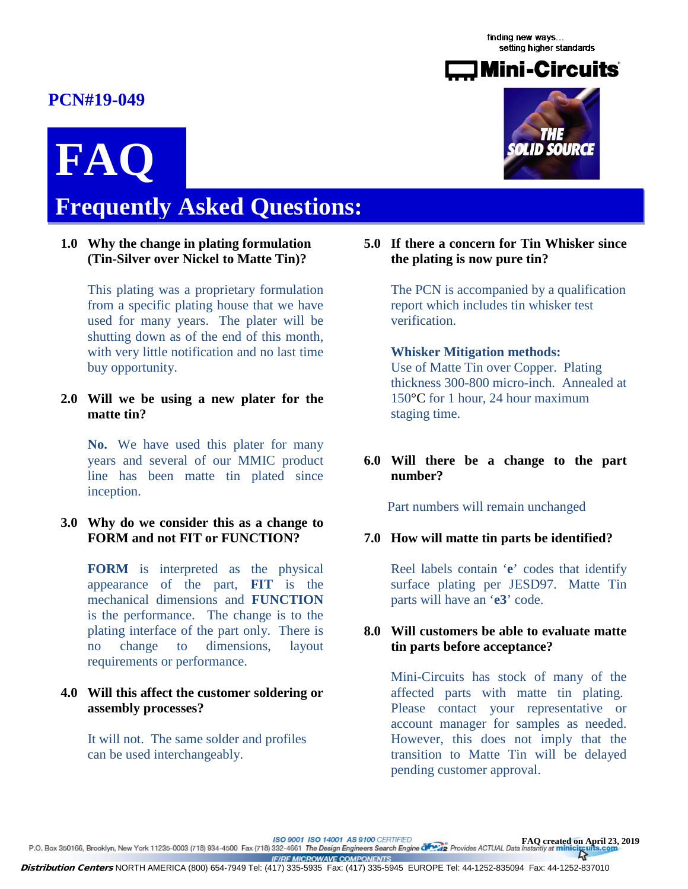# PCN#19-049

# FAQ

## Frequently Asked Questions:

### 1.0 Why the change in plating formulation (Tin-Silver over Nickel to Matte Tin)?

This plating was a proprietary formulation from a specific plating house that we have used for many years. The plater will be shutting down as of the end of this month, with very little notification and no last time buy opportunity.

### 2.0 Will we be using a new plater for the matte tin?

**No.** We have used this plater for many years and several of our MMIC product line has been matte tin plated since inception.

### 3.0 Why do we consider this as a change to FORM and not FIT or FUNCTION?

**FORM** is interpreted as the physical appearance of the part, **FIT** is the mechanical dimensions and **FUNCTION** is the performance. The change is to the plating interface of the part only. There is no change to dimensions, layout requirements or performance.

### 4.0 Will this affect the customer soldering or assembly processes?

It will not. The same solder and profiles can be used interchangeably.

### 5.0 If there a concern for Tin Whisker since the plating is now pure tin?

The PCN is accompanied by a qualification report which includes tin whisker test verification.

**Whisker Mitigation methods:**
Use of Matte Tin over Copper. Plating thickness 300-800 micro-inch. Annealed at 150°C for 1 hour, 24 hour maximum staging time.

### 6.0 Will there be a change to the part number?

Part numbers will remain unchanged

### 7.0 How will matte tin parts be identified?

Reel labels contain '**e**' codes that identify surface plating per JESD97. Matte Tin parts will have an '**e3**' code.

### 8.0 Will customers be able to evaluate matte tin parts before acceptance?

Mini-Circuits has stock of many of the affected parts with matte tin plating. Please contact your representative or account manager for samples as needed. However, this does not imply that the transition to Matte Tin will be delayed pending customer approval.

FAQ created on April 23, 2019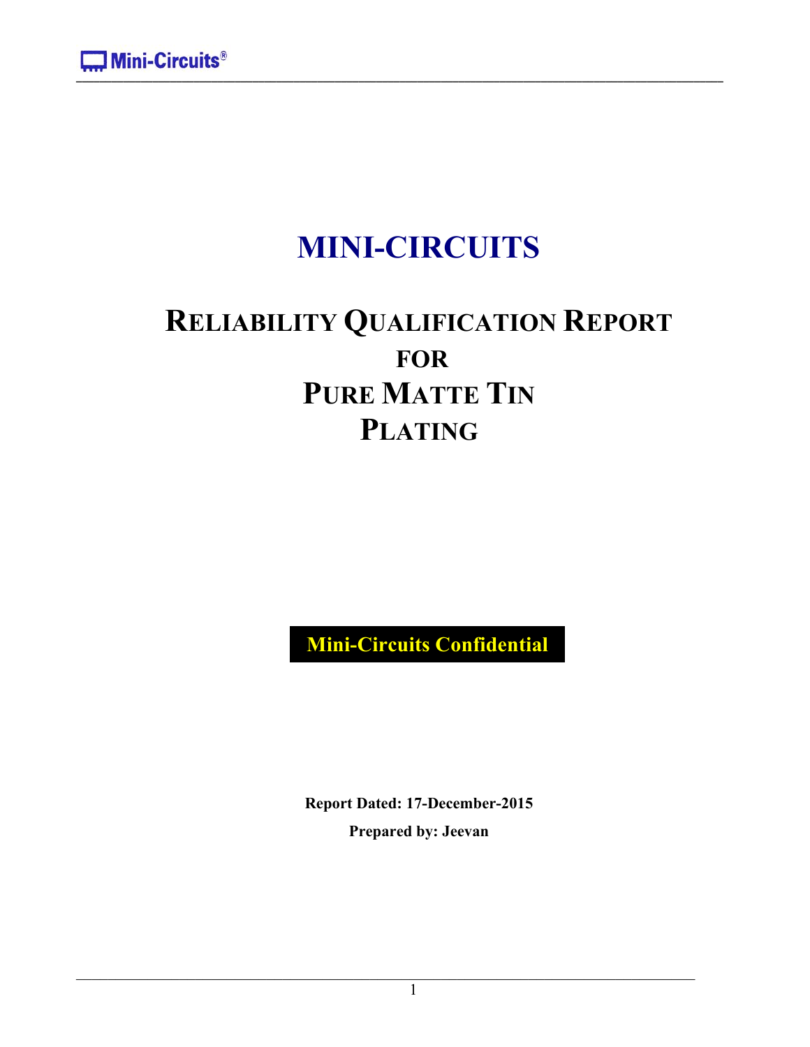# MINI-CIRCUITS

## RELIABILITY QUALIFICATION REPORT FOR PURE MATTE TIN PLATING

**Mini-Circuits Confidential**

**Report Dated: 17-December-2015**

**Prepared by: Jeevan**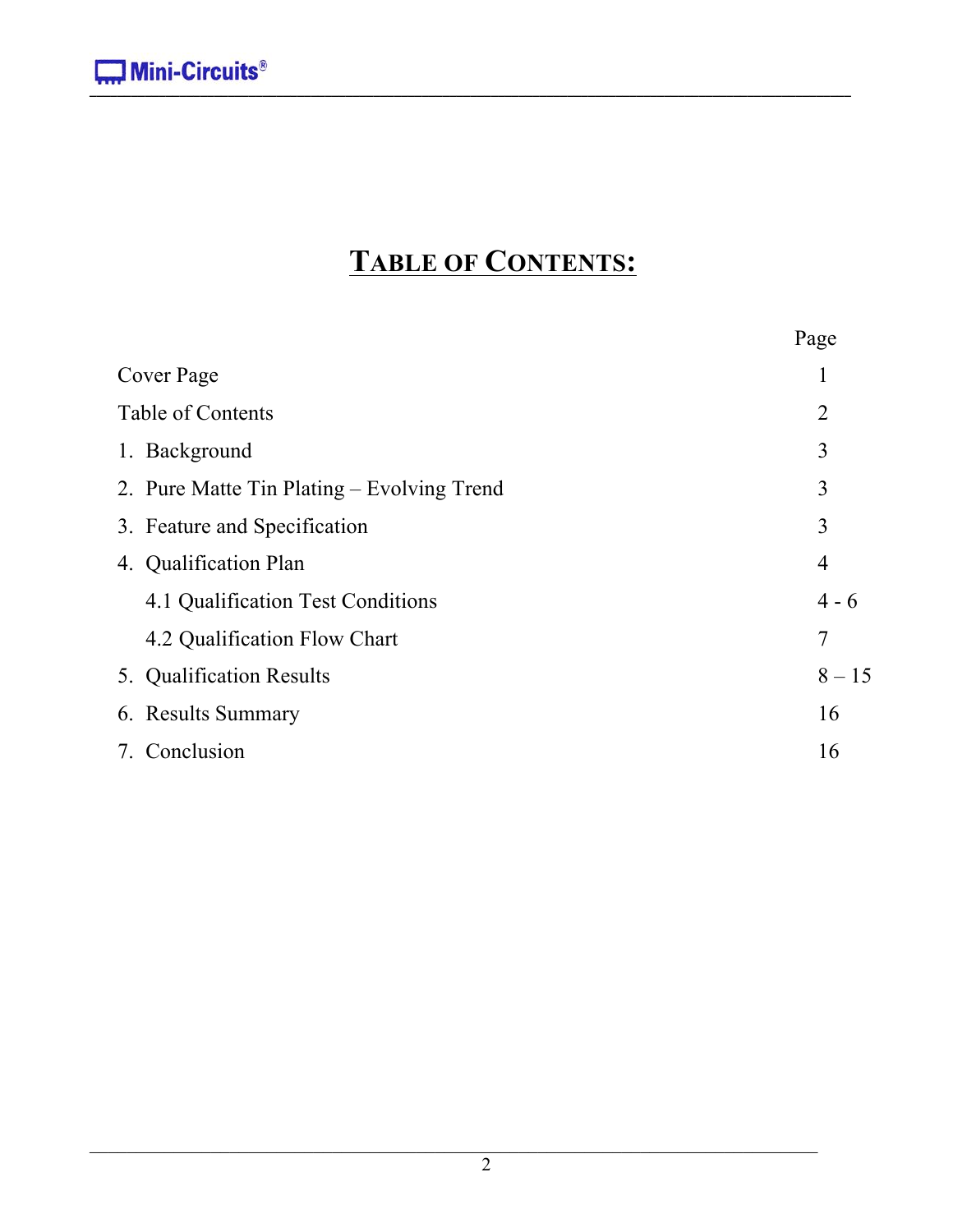# TABLE OF CONTENTS:

| | Page |
|---|---|
| Cover Page | 1 |
| Table of Contents | 2 |
| 1. Background | 3 |
| 2. Pure Matte Tin Plating – Evolving Trend | 3 |
| 3. Feature and Specification | 3 |
| 4. Qualification Plan | 4 |
| 4.1 Qualification Test Conditions | 4 - 6 |
| 4.2 Qualification Flow Chart | 7 |
| 5. Qualification Results | 8 – 15 |
| 6. Results Summary | 16 |
| 7. Conclusion | 16 |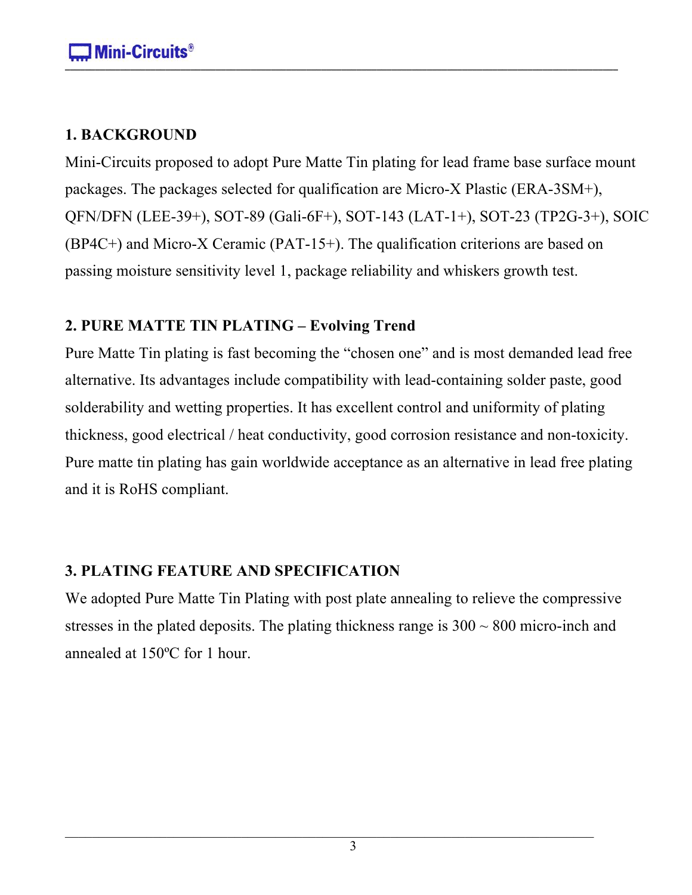## 1. BACKGROUND

Mini-Circuits proposed to adopt Pure Matte Tin plating for lead frame base surface mount packages. The packages selected for qualification are Micro-X Plastic (ERA-3SM+), QFN/DFN (LEE-39+), SOT-89 (Gali-6F+), SOT-143 (LAT-1+), SOT-23 (TP2G-3+), SOIC (BP4C+) and Micro-X Ceramic (PAT-15+). The qualification criterions are based on passing moisture sensitivity level 1, package reliability and whiskers growth test.

## 2. PURE MATTE TIN PLATING – Evolving Trend

Pure Matte Tin plating is fast becoming the "chosen one" and is most demanded lead free alternative. Its advantages include compatibility with lead-containing solder paste, good solderability and wetting properties. It has excellent control and uniformity of plating thickness, good electrical / heat conductivity, good corrosion resistance and non-toxicity. Pure matte tin plating has gain worldwide acceptance as an alternative in lead free plating and it is RoHS compliant.

## 3. PLATING FEATURE AND SPECIFICATION

We adopted Pure Matte Tin Plating with post plate annealing to relieve the compressive stresses in the plated deposits. The plating thickness range is 300 ~ 800 micro-inch and annealed at 150ºC for 1 hour.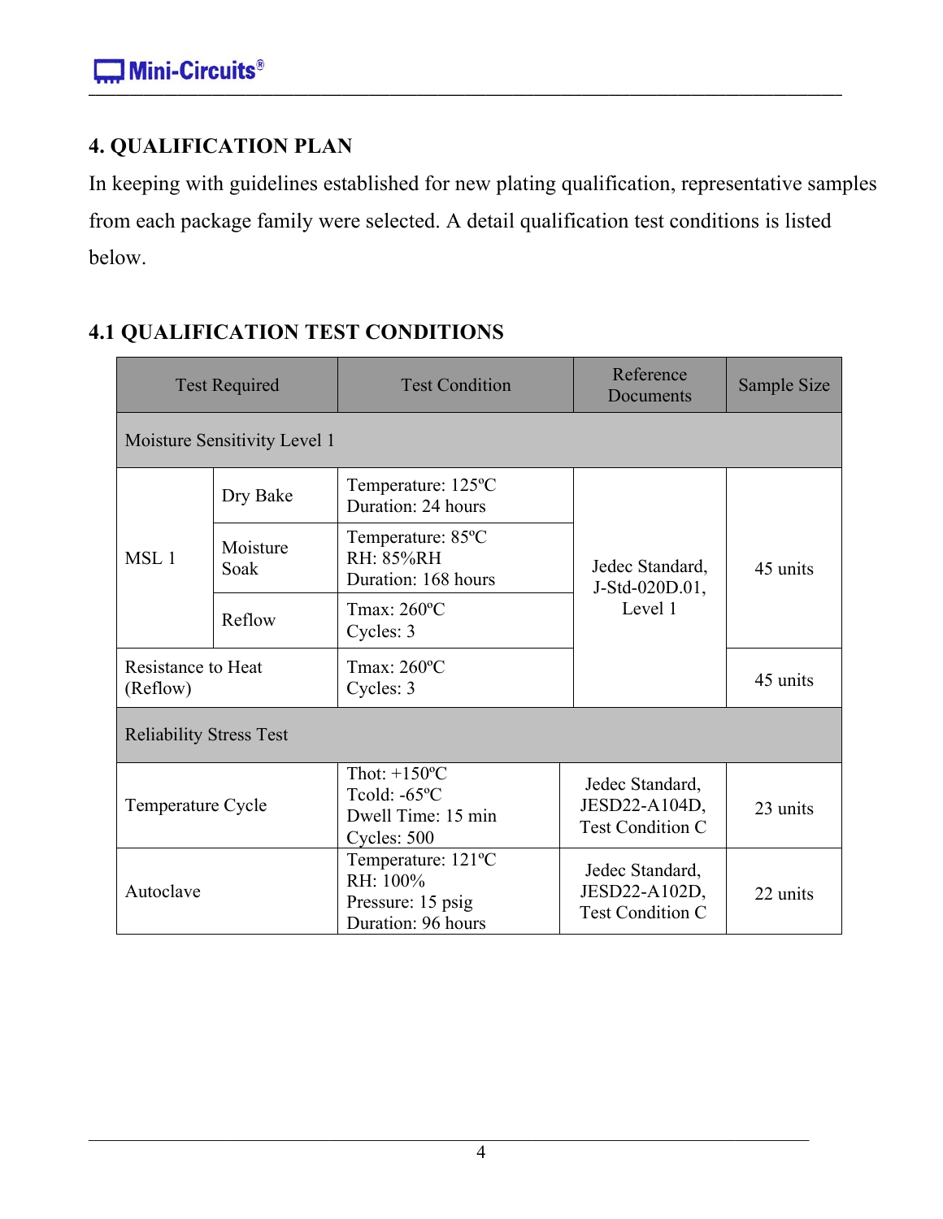## 4. QUALIFICATION PLAN

In keeping with guidelines established for new plating qualification, representative samples from each package family were selected. A detail qualification test conditions is listed below.

### 4.1 QUALIFICATION TEST CONDITIONS

| Test Required | | Test Condition | Reference Documents | Sample Size |
|---|---|---|---|---|
| Moisture Sensitivity Level 1 | | | | |
| MSL 1 | Dry Bake | Temperature: 125ºC<br>Duration: 24 hours | Jedec Standard, J-Std-020D.01, Level 1 | 45 units |
| | Moisture Soak | Temperature: 85ºC<br>RH: 85%RH<br>Duration: 168 hours | | |
| | Reflow | Tmax: 260ºC<br>Cycles: 3 | | |
| Resistance to Heat (Reflow) | | Tmax: 260ºC<br>Cycles: 3 | | 45 units |
| Reliability Stress Test | | | | |
| Temperature Cycle | | Thot: +150ºC<br>Tcold: -65ºC<br>Dwell Time: 15 min<br>Cycles: 500 | Jedec Standard, JESD22-A104D, Test Condition C | 23 units |
| Autoclave | | Temperature: 121ºC<br>RH: 100%<br>Pressure: 15 psig<br>Duration: 96 hours | Jedec Standard, JESD22-A102D, Test Condition C | 22 units |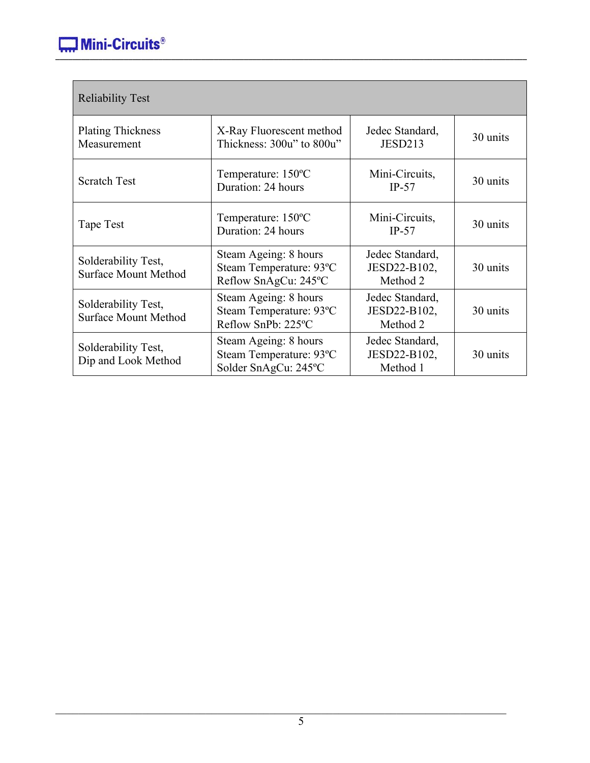| Reliability Test | | | |
|---|---|---|---|
| Plating Thickness Measurement | X-Ray Fluorescent method Thickness: 300u" to 800u" | Jedec Standard, JESD213 | 30 units |
| Scratch Test | Temperature: 150ºC Duration: 24 hours | Mini-Circuits, IP-57 | 30 units |
| Tape Test | Temperature: 150ºC Duration: 24 hours | Mini-Circuits, IP-57 | 30 units |
| Solderability Test, Surface Mount Method | Steam Ageing: 8 hours Steam Temperature: 93ºC Reflow SnAgCu: 245ºC | Jedec Standard, JESD22-B102, Method 2 | 30 units |
| Solderability Test, Surface Mount Method | Steam Ageing: 8 hours Steam Temperature: 93ºC Reflow SnPb: 225ºC | Jedec Standard, JESD22-B102, Method 2 | 30 units |
| Solderability Test, Dip and Look Method | Steam Ageing: 8 hours Steam Temperature: 93ºC Solder SnAgCu: 245ºC | Jedec Standard, JESD22-B102, Method 1 | 30 units |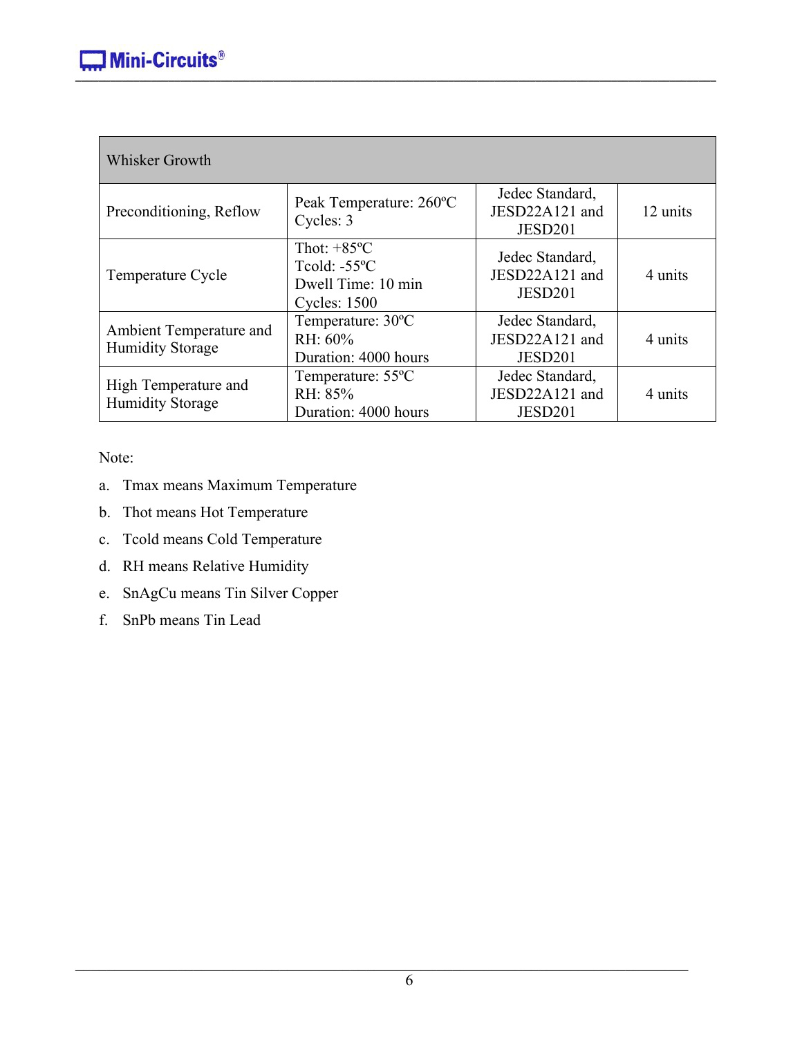| Whisker Growth | | | |
|---|---|---|---|
| Preconditioning, Reflow | Peak Temperature: 260ºC<br>Cycles: 3 | Jedec Standard, JESD22A121 and JESD201 | 12 units |
| Temperature Cycle | Thot: +85ºC<br>Tcold: -55ºC<br>Dwell Time: 10 min<br>Cycles: 1500 | Jedec Standard, JESD22A121 and JESD201 | 4 units |
| Ambient Temperature and Humidity Storage | Temperature: 30ºC<br>RH: 60%<br>Duration: 4000 hours | Jedec Standard, JESD22A121 and JESD201 | 4 units |
| High Temperature and Humidity Storage | Temperature: 55ºC<br>RH: 85%<br>Duration: 4000 hours | Jedec Standard, JESD22A121 and JESD201 | 4 units |

Note:

a. Tmax means Maximum Temperature

b. Thot means Hot Temperature

c. Tcold means Cold Temperature

d. RH means Relative Humidity

e. SnAgCu means Tin Silver Copper

f. SnPb means Tin Lead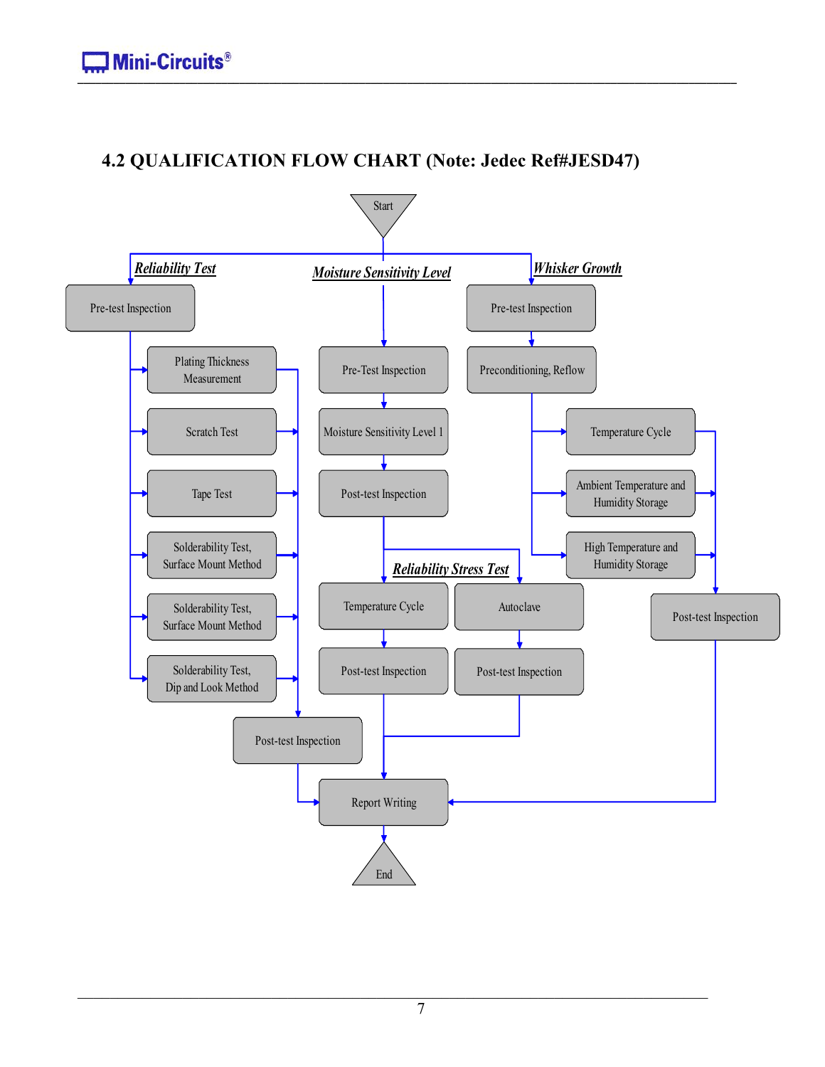## 4.2 QUALIFICATION FLOW CHART (Note: Jedec Ref#JESD47)

Start

**Reliability Test**

- Pre-test Inspection
  - Plating Thickness Measurement
  - Scratch Test
  - Tape Test
  - Solderability Test, Surface Mount Method
  - Solderability Test, Surface Mount Method
  - Solderability Test, Dip and Look Method
- Post-test Inspection

**Moisture Sensitivity Level**

- Pre-Test Inspection
- Moisture Sensitivity Level 1
- Post-test Inspection

**Reliability Stress Test**

- Temperature Cycle → Post-test Inspection
- Autoclave → Post-test Inspection

**Whisker Growth**

- Pre-test Inspection
- Preconditioning, Reflow
  - Temperature Cycle
  - Ambient Temperature and Humidity Storage
  - High Temperature and Humidity Storage
- Post-test Inspection

Report Writing

End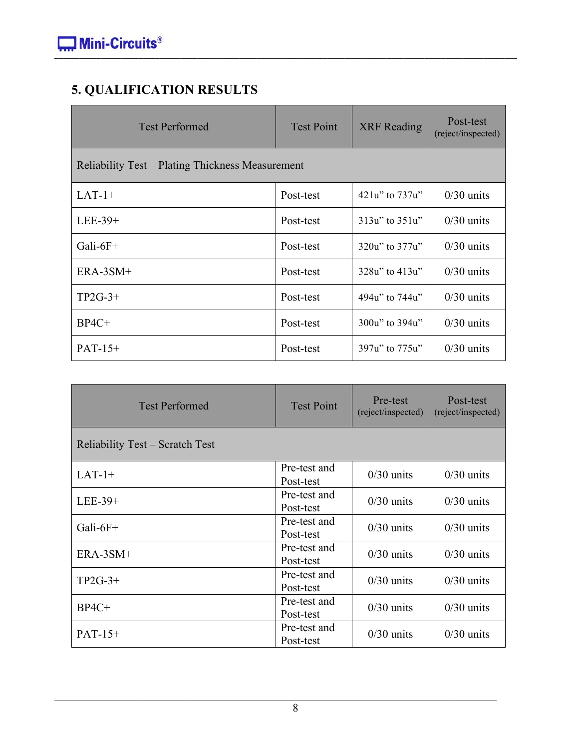## 5. QUALIFICATION RESULTS

| Test Performed | Test Point | XRF Reading | Post-test (reject/inspected) |
|---|---|---|---|
| Reliability Test – Plating Thickness Measurement | | | |
| LAT-1+ | Post-test | 421u” to 737u” | 0/30 units |
| LEE-39+ | Post-test | 313u” to 351u” | 0/30 units |
| Gali-6F+ | Post-test | 320u” to 377u” | 0/30 units |
| ERA-3SM+ | Post-test | 328u” to 413u” | 0/30 units |
| TP2G-3+ | Post-test | 494u” to 744u” | 0/30 units |
| BP4C+ | Post-test | 300u” to 394u” | 0/30 units |
| PAT-15+ | Post-test | 397u” to 775u” | 0/30 units |

| Test Performed | Test Point | Pre-test (reject/inspected) | Post-test (reject/inspected) |
|---|---|---|---|
| Reliability Test – Scratch Test | | | |
| LAT-1+ | Pre-test and Post-test | 0/30 units | 0/30 units |
| LEE-39+ | Pre-test and Post-test | 0/30 units | 0/30 units |
| Gali-6F+ | Pre-test and Post-test | 0/30 units | 0/30 units |
| ERA-3SM+ | Pre-test and Post-test | 0/30 units | 0/30 units |
| TP2G-3+ | Pre-test and Post-test | 0/30 units | 0/30 units |
| BP4C+ | Pre-test and Post-test | 0/30 units | 0/30 units |
| PAT-15+ | Pre-test and Post-test | 0/30 units | 0/30 units |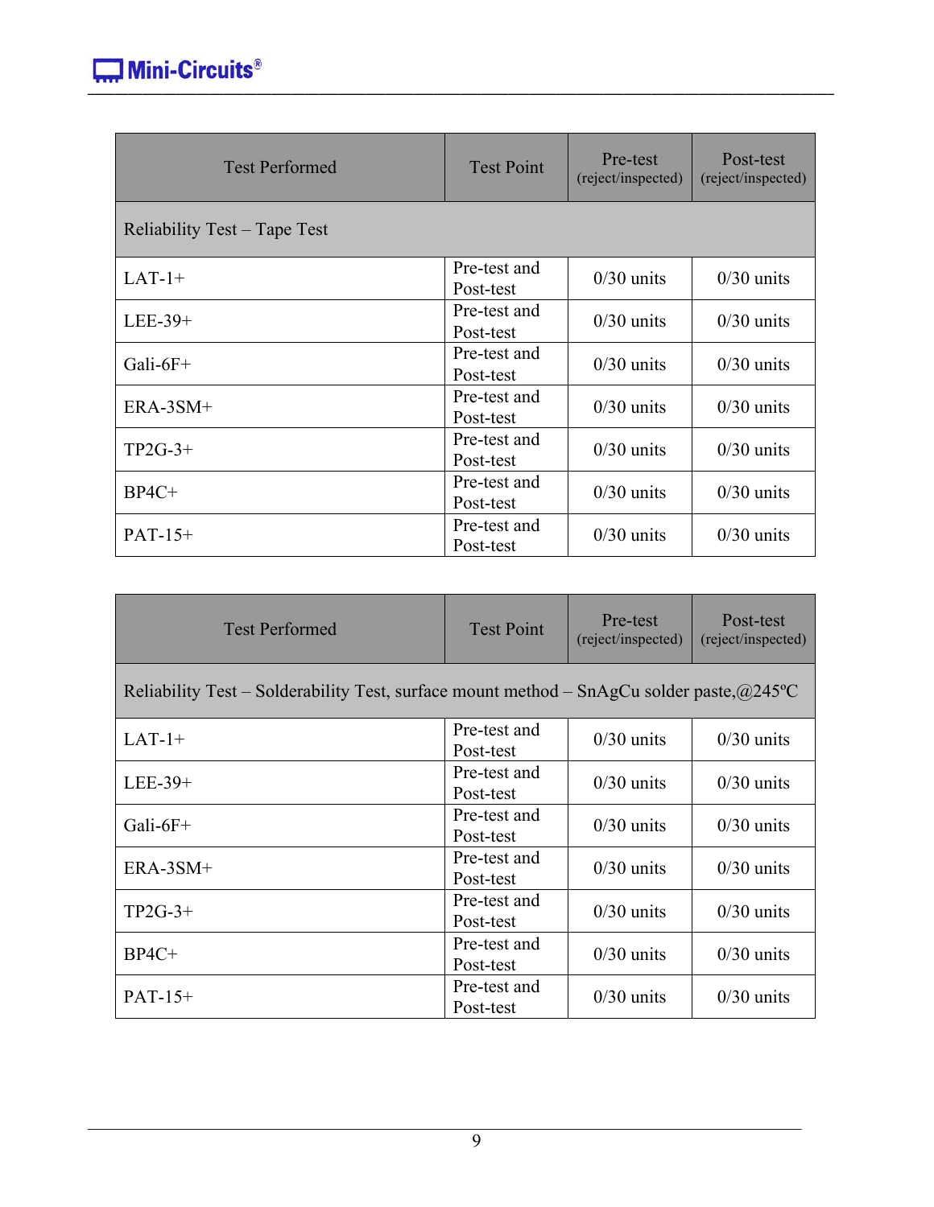| Test Performed | Test Point | Pre-test (reject/inspected) | Post-test (reject/inspected) |
|---|---|---|---|
| Reliability Test – Tape Test | | | |
| LAT-1+ | Pre-test and Post-test | 0/30 units | 0/30 units |
| LEE-39+ | Pre-test and Post-test | 0/30 units | 0/30 units |
| Gali-6F+ | Pre-test and Post-test | 0/30 units | 0/30 units |
| ERA-3SM+ | Pre-test and Post-test | 0/30 units | 0/30 units |
| TP2G-3+ | Pre-test and Post-test | 0/30 units | 0/30 units |
| BP4C+ | Pre-test and Post-test | 0/30 units | 0/30 units |
| PAT-15+ | Pre-test and Post-test | 0/30 units | 0/30 units |

| Test Performed | Test Point | Pre-test (reject/inspected) | Post-test (reject/inspected) |
|---|---|---|---|
| Reliability Test – Solderability Test, surface mount method – SnAgCu solder paste,@245ºC | | | |
| LAT-1+ | Pre-test and Post-test | 0/30 units | 0/30 units |
| LEE-39+ | Pre-test and Post-test | 0/30 units | 0/30 units |
| Gali-6F+ | Pre-test and Post-test | 0/30 units | 0/30 units |
| ERA-3SM+ | Pre-test and Post-test | 0/30 units | 0/30 units |
| TP2G-3+ | Pre-test and Post-test | 0/30 units | 0/30 units |
| BP4C+ | Pre-test and Post-test | 0/30 units | 0/30 units |
| PAT-15+ | Pre-test and Post-test | 0/30 units | 0/30 units |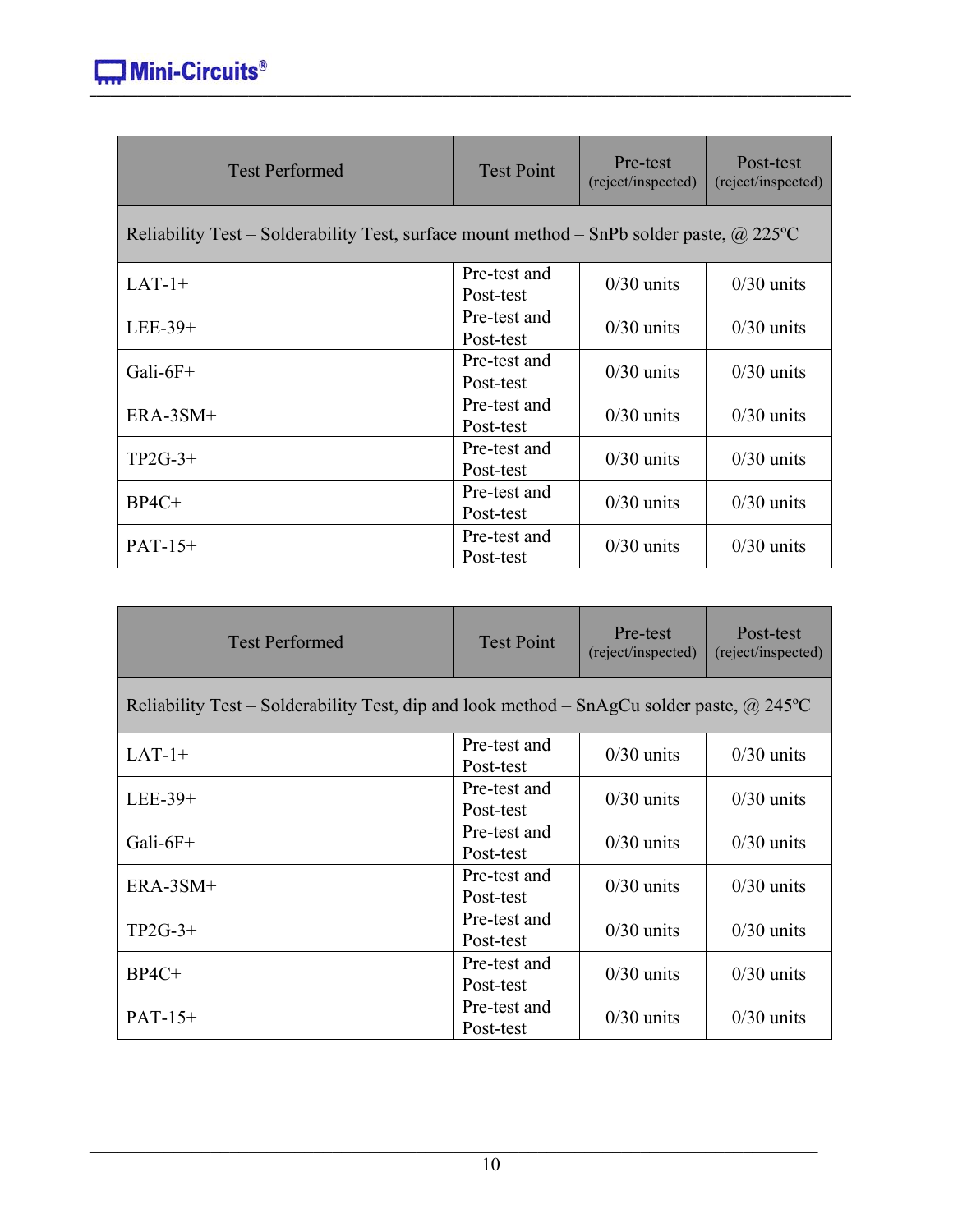| Test Performed | Test Point | Pre-test (reject/inspected) | Post-test (reject/inspected) |
|---|---|---|---|
| Reliability Test – Solderability Test, surface mount method – SnPb solder paste, @ 225ºC | | | |
| LAT-1+ | Pre-test and Post-test | 0/30 units | 0/30 units |
| LEE-39+ | Pre-test and Post-test | 0/30 units | 0/30 units |
| Gali-6F+ | Pre-test and Post-test | 0/30 units | 0/30 units |
| ERA-3SM+ | Pre-test and Post-test | 0/30 units | 0/30 units |
| TP2G-3+ | Pre-test and Post-test | 0/30 units | 0/30 units |
| BP4C+ | Pre-test and Post-test | 0/30 units | 0/30 units |
| PAT-15+ | Pre-test and Post-test | 0/30 units | 0/30 units |

| Test Performed | Test Point | Pre-test (reject/inspected) | Post-test (reject/inspected) |
|---|---|---|---|
| Reliability Test – Solderability Test, dip and look method – SnAgCu solder paste, @ 245ºC | | | |
| LAT-1+ | Pre-test and Post-test | 0/30 units | 0/30 units |
| LEE-39+ | Pre-test and Post-test | 0/30 units | 0/30 units |
| Gali-6F+ | Pre-test and Post-test | 0/30 units | 0/30 units |
| ERA-3SM+ | Pre-test and Post-test | 0/30 units | 0/30 units |
| TP2G-3+ | Pre-test and Post-test | 0/30 units | 0/30 units |
| BP4C+ | Pre-test and Post-test | 0/30 units | 0/30 units |
| PAT-15+ | Pre-test and Post-test | 0/30 units | 0/30 units |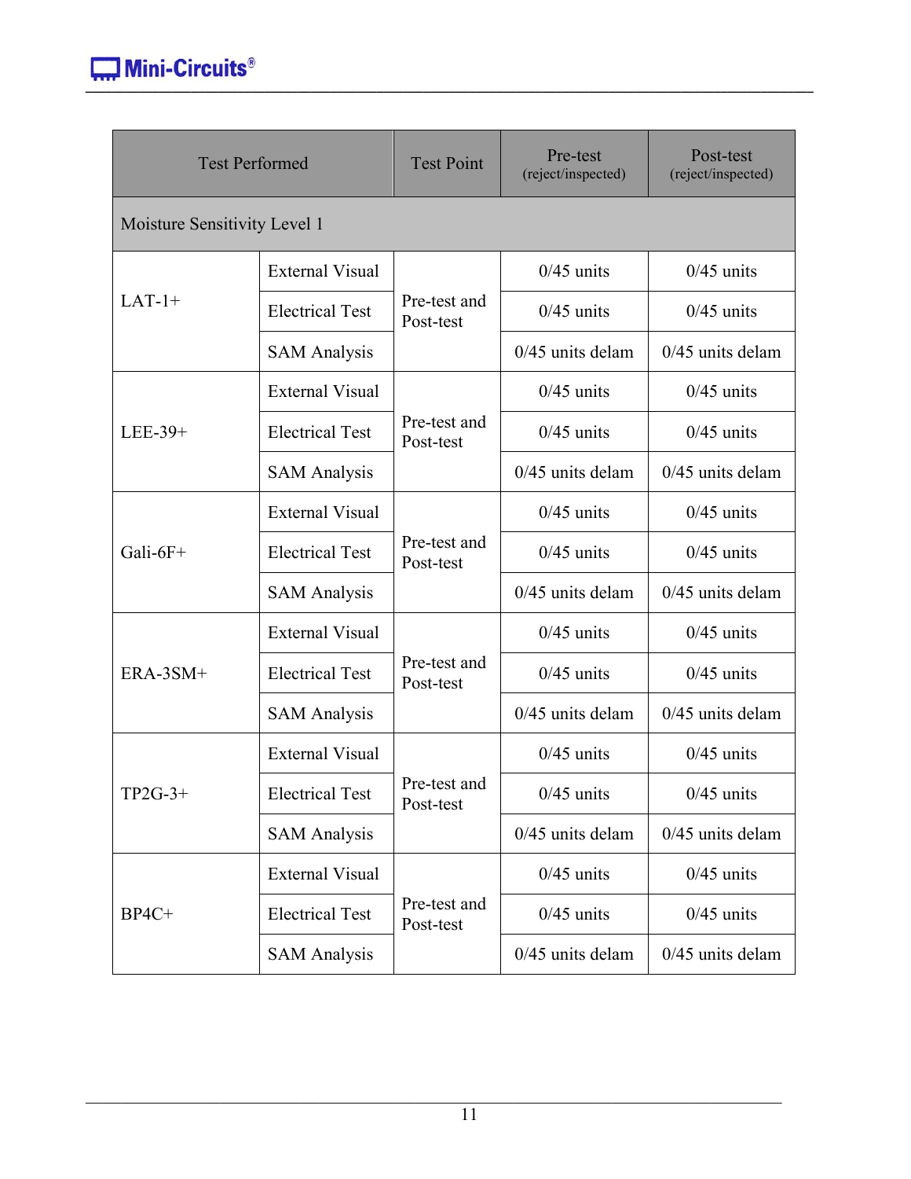| Test Performed | | Test Point | Pre-test (reject/inspected) | Post-test (reject/inspected) |
|---|---|---|---|---|
| Moisture Sensitivity Level 1 | | | | |
| LAT-1+ | External Visual | Pre-test and Post-test | 0/45 units | 0/45 units |
| | Electrical Test | | 0/45 units | 0/45 units |
| | SAM Analysis | | 0/45 units delam | 0/45 units delam |
| LEE-39+ | External Visual | Pre-test and Post-test | 0/45 units | 0/45 units |
| | Electrical Test | | 0/45 units | 0/45 units |
| | SAM Analysis | | 0/45 units delam | 0/45 units delam |
| Gali-6F+ | External Visual | Pre-test and Post-test | 0/45 units | 0/45 units |
| | Electrical Test | | 0/45 units | 0/45 units |
| | SAM Analysis | | 0/45 units delam | 0/45 units delam |
| ERA-3SM+ | External Visual | Pre-test and Post-test | 0/45 units | 0/45 units |
| | Electrical Test | | 0/45 units | 0/45 units |
| | SAM Analysis | | 0/45 units delam | 0/45 units delam |
| TP2G-3+ | External Visual | Pre-test and Post-test | 0/45 units | 0/45 units |
| | Electrical Test | | 0/45 units | 0/45 units |
| | SAM Analysis | | 0/45 units delam | 0/45 units delam |
| BP4C+ | External Visual | Pre-test and Post-test | 0/45 units | 0/45 units |
| | Electrical Test | | 0/45 units | 0/45 units |
| | SAM Analysis | | 0/45 units delam | 0/45 units delam |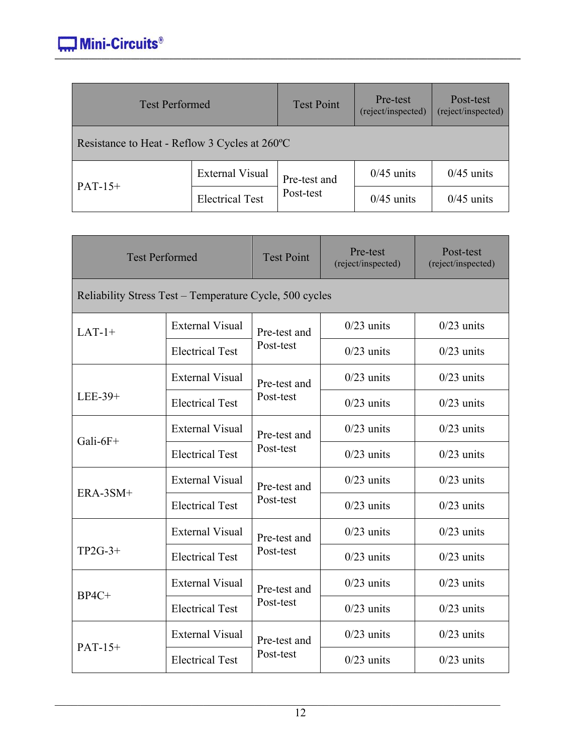| Test Performed | | Test Point | Pre-test (reject/inspected) | Post-test (reject/inspected) |
|---|---|---|---|---|
| Resistance to Heat - Reflow 3 Cycles at 260ºC | | | | |
| PAT-15+ | External Visual | Pre-test and Post-test | 0/45 units | 0/45 units |
| | Electrical Test | | 0/45 units | 0/45 units |

| Test Performed | | Test Point | Pre-test (reject/inspected) | Post-test (reject/inspected) |
|---|---|---|---|---|
| Reliability Stress Test – Temperature Cycle, 500 cycles | | | | |
| LAT-1+ | External Visual | Pre-test and Post-test | 0/23 units | 0/23 units |
| | Electrical Test | | 0/23 units | 0/23 units |
| LEE-39+ | External Visual | Pre-test and Post-test | 0/23 units | 0/23 units |
| | Electrical Test | | 0/23 units | 0/23 units |
| Gali-6F+ | External Visual | Pre-test and Post-test | 0/23 units | 0/23 units |
| | Electrical Test | | 0/23 units | 0/23 units |
| ERA-3SM+ | External Visual | Pre-test and Post-test | 0/23 units | 0/23 units |
| | Electrical Test | | 0/23 units | 0/23 units |
| TP2G-3+ | External Visual | Pre-test and Post-test | 0/23 units | 0/23 units |
| | Electrical Test | | 0/23 units | 0/23 units |
| BP4C+ | External Visual | Pre-test and Post-test | 0/23 units | 0/23 units |
| | Electrical Test | | 0/23 units | 0/23 units |
| PAT-15+ | External Visual | Pre-test and Post-test | 0/23 units | 0/23 units |
| | Electrical Test | | 0/23 units | 0/23 units |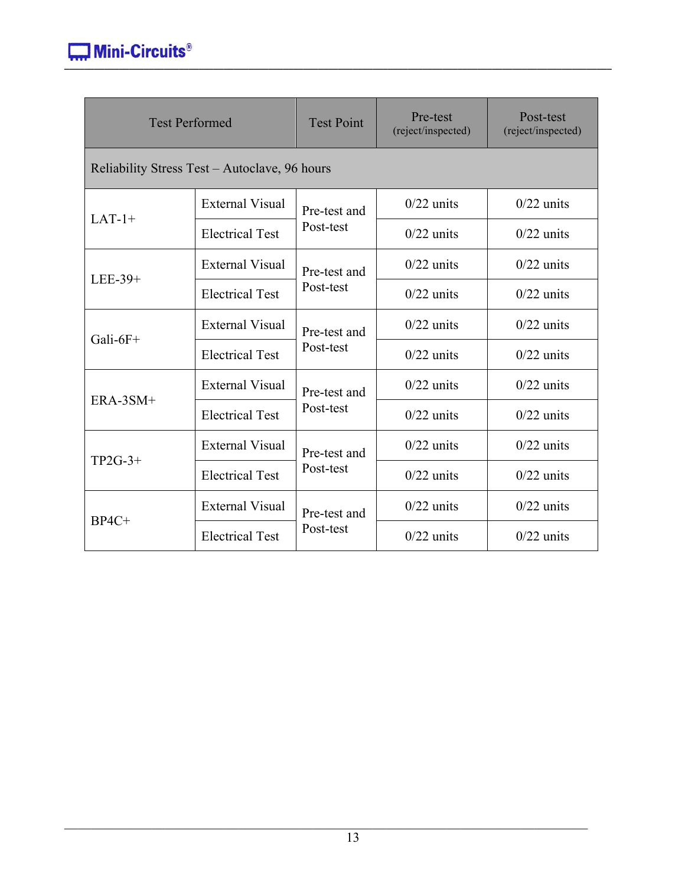| Test Performed | | Test Point | Pre-test (reject/inspected) | Post-test (reject/inspected) |
|---|---|---|---|---|
| Reliability Stress Test – Autoclave, 96 hours | | | | |
| LAT-1+ | External Visual | Pre-test and Post-test | 0/22 units | 0/22 units |
| | Electrical Test | | 0/22 units | 0/22 units |
| LEE-39+ | External Visual | Pre-test and Post-test | 0/22 units | 0/22 units |
| | Electrical Test | | 0/22 units | 0/22 units |
| Gali-6F+ | External Visual | Pre-test and Post-test | 0/22 units | 0/22 units |
| | Electrical Test | | 0/22 units | 0/22 units |
| ERA-3SM+ | External Visual | Pre-test and Post-test | 0/22 units | 0/22 units |
| | Electrical Test | | 0/22 units | 0/22 units |
| TP2G-3+ | External Visual | Pre-test and Post-test | 0/22 units | 0/22 units |
| | Electrical Test | | 0/22 units | 0/22 units |
| BP4C+ | External Visual | Pre-test and Post-test | 0/22 units | 0/22 units |
| | Electrical Test | | 0/22 units | 0/22 units |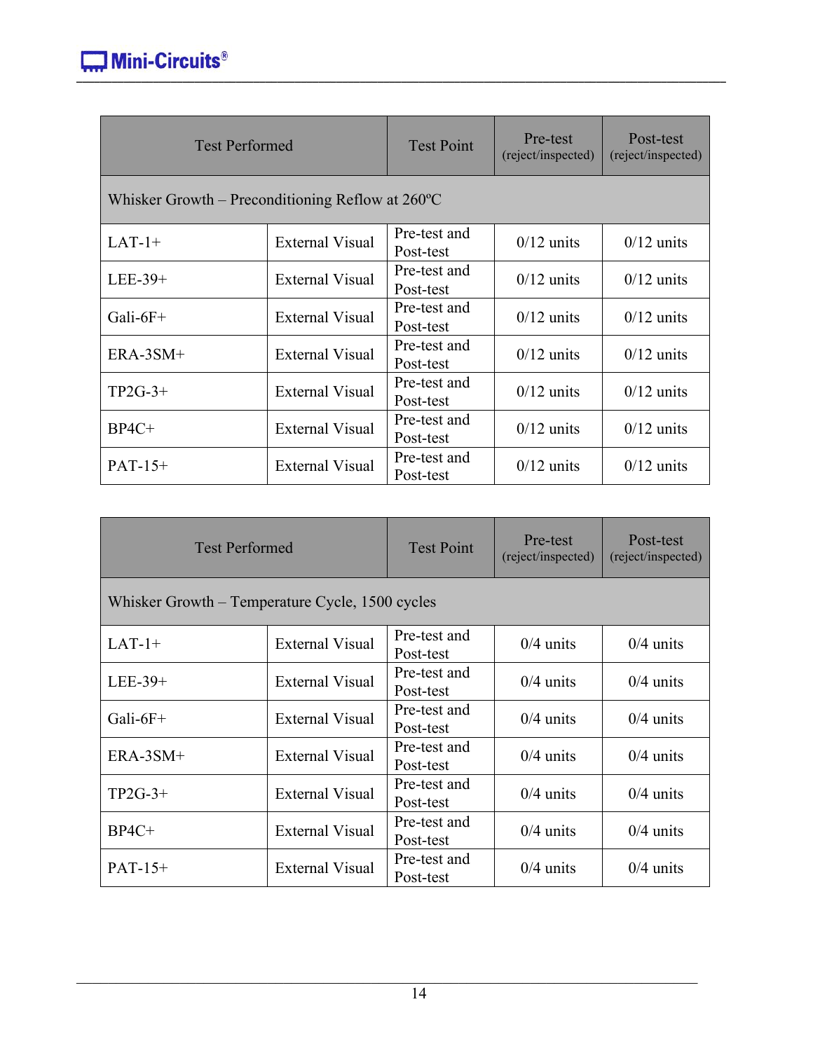| Test Performed | | Test Point | Pre-test (reject/inspected) | Post-test (reject/inspected) |
|---|---|---|---|---|
| Whisker Growth – Preconditioning Reflow at 260ºC | | | | |
| LAT-1+ | External Visual | Pre-test and Post-test | 0/12 units | 0/12 units |
| LEE-39+ | External Visual | Pre-test and Post-test | 0/12 units | 0/12 units |
| Gali-6F+ | External Visual | Pre-test and Post-test | 0/12 units | 0/12 units |
| ERA-3SM+ | External Visual | Pre-test and Post-test | 0/12 units | 0/12 units |
| TP2G-3+ | External Visual | Pre-test and Post-test | 0/12 units | 0/12 units |
| BP4C+ | External Visual | Pre-test and Post-test | 0/12 units | 0/12 units |
| PAT-15+ | External Visual | Pre-test and Post-test | 0/12 units | 0/12 units |

| Test Performed | | Test Point | Pre-test (reject/inspected) | Post-test (reject/inspected) |
|---|---|---|---|---|
| Whisker Growth – Temperature Cycle, 1500 cycles | | | | |
| LAT-1+ | External Visual | Pre-test and Post-test | 0/4 units | 0/4 units |
| LEE-39+ | External Visual | Pre-test and Post-test | 0/4 units | 0/4 units |
| Gali-6F+ | External Visual | Pre-test and Post-test | 0/4 units | 0/4 units |
| ERA-3SM+ | External Visual | Pre-test and Post-test | 0/4 units | 0/4 units |
| TP2G-3+ | External Visual | Pre-test and Post-test | 0/4 units | 0/4 units |
| BP4C+ | External Visual | Pre-test and Post-test | 0/4 units | 0/4 units |
| PAT-15+ | External Visual | Pre-test and Post-test | 0/4 units | 0/4 units |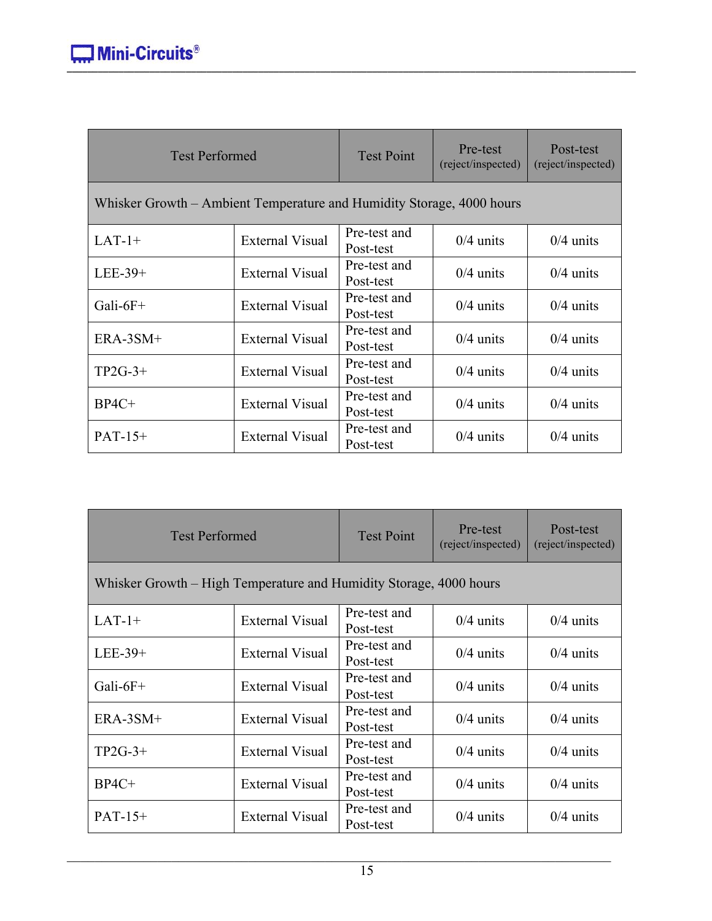| Test Performed | | Test Point | Pre-test (reject/inspected) | Post-test (reject/inspected) |
|---|---|---|---|---|
| Whisker Growth – Ambient Temperature and Humidity Storage, 4000 hours | | | | |
| LAT-1+ | External Visual | Pre-test and Post-test | 0/4 units | 0/4 units |
| LEE-39+ | External Visual | Pre-test and Post-test | 0/4 units | 0/4 units |
| Gali-6F+ | External Visual | Pre-test and Post-test | 0/4 units | 0/4 units |
| ERA-3SM+ | External Visual | Pre-test and Post-test | 0/4 units | 0/4 units |
| TP2G-3+ | External Visual | Pre-test and Post-test | 0/4 units | 0/4 units |
| BP4C+ | External Visual | Pre-test and Post-test | 0/4 units | 0/4 units |
| PAT-15+ | External Visual | Pre-test and Post-test | 0/4 units | 0/4 units |

| Test Performed | | Test Point | Pre-test (reject/inspected) | Post-test (reject/inspected) |
|---|---|---|---|---|
| Whisker Growth – High Temperature and Humidity Storage, 4000 hours | | | | |
| LAT-1+ | External Visual | Pre-test and Post-test | 0/4 units | 0/4 units |
| LEE-39+ | External Visual | Pre-test and Post-test | 0/4 units | 0/4 units |
| Gali-6F+ | External Visual | Pre-test and Post-test | 0/4 units | 0/4 units |
| ERA-3SM+ | External Visual | Pre-test and Post-test | 0/4 units | 0/4 units |
| TP2G-3+ | External Visual | Pre-test and Post-test | 0/4 units | 0/4 units |
| BP4C+ | External Visual | Pre-test and Post-test | 0/4 units | 0/4 units |
| PAT-15+ | External Visual | Pre-test and Post-test | 0/4 units | 0/4 units |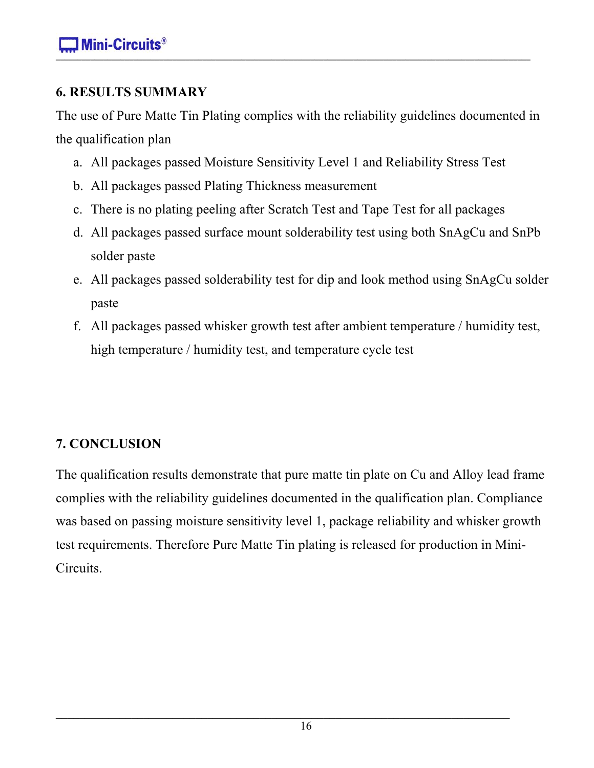## 6. RESULTS SUMMARY

The use of Pure Matte Tin Plating complies with the reliability guidelines documented in the qualification plan

a. All packages passed Moisture Sensitivity Level 1 and Reliability Stress Test
b. All packages passed Plating Thickness measurement
c. There is no plating peeling after Scratch Test and Tape Test for all packages
d. All packages passed surface mount solderability test using both SnAgCu and SnPb solder paste
e. All packages passed solderability test for dip and look method using SnAgCu solder paste
f. All packages passed whisker growth test after ambient temperature / humidity test, high temperature / humidity test, and temperature cycle test

## 7. CONCLUSION

The qualification results demonstrate that pure matte tin plate on Cu and Alloy lead frame complies with the reliability guidelines documented in the qualification plan. Compliance was based on passing moisture sensitivity level 1, package reliability and whisker growth test requirements. Therefore Pure Matte Tin plating is released for production in Mini-Circuits.